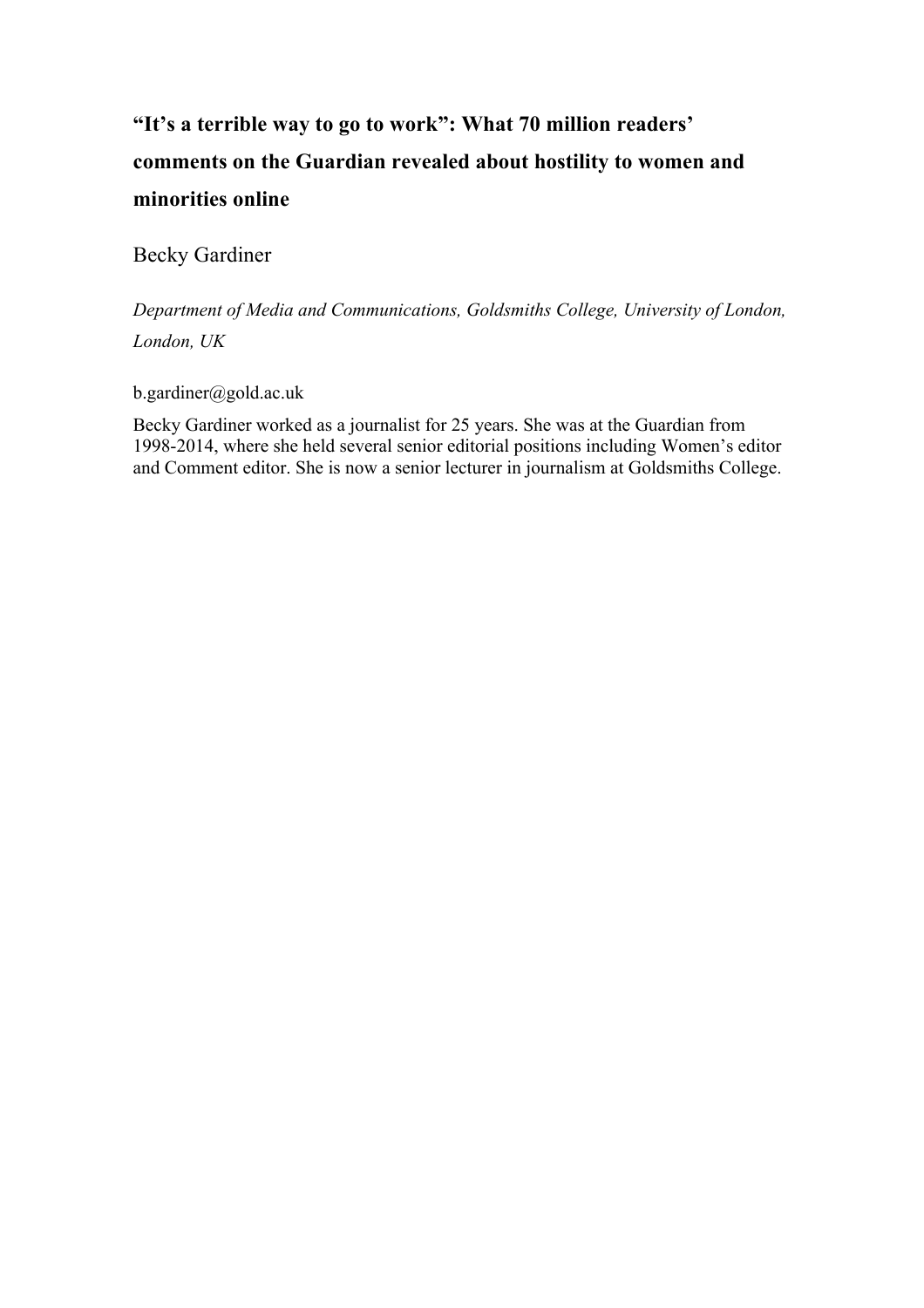# "It's a terrible way to go to work": What 70 million readers' comments on the Guardian revealed about hostility to women and minorities online

Becky Gardiner

*Department of Media and Communications, Goldsmiths College, University of London, London, UK*

b.gardiner@gold.ac.uk

Becky Gardiner worked as a journalist for 25 years. She was at the Guardian from 1998-2014, where she held several senior editorial positions including Women's editor and Comment editor. She is now a senior lecturer in journalism at Goldsmiths College.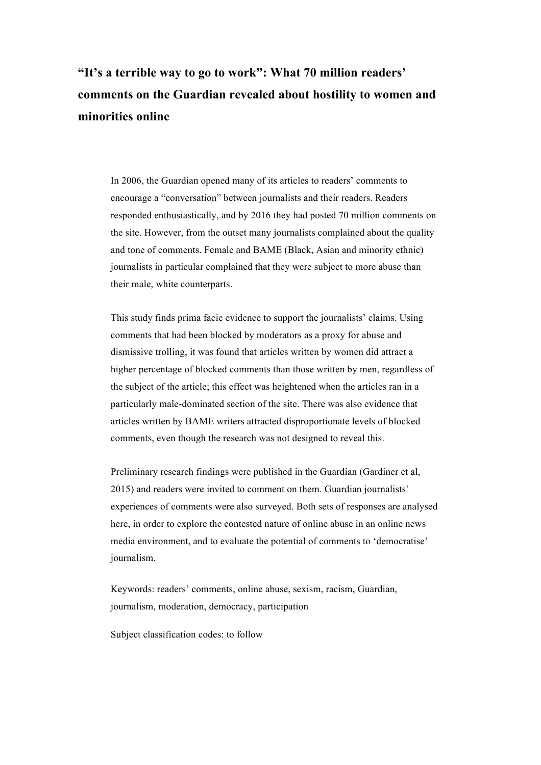# "It's a terrible way to go to work": What 70 million readers' comments on the Guardian revealed about hostility to women and minorities online

In 2006, the Guardian opened many of its articles to readers' comments to encourage a "conversation" between journalists and their readers. Readers responded enthusiastically, and by 2016 they had posted 70 million comments on the site. However, from the outset many journalists complained about the quality and tone of comments. Female and BAME (Black, Asian and minority ethnic) journalists in particular complained that they were subject to more abuse than their male, white counterparts.

This study finds prima facie evidence to support the journalists' claims. Using comments that had been blocked by moderators as a proxy for abuse and dismissive trolling, it was found that articles written by women did attract a higher percentage of blocked comments than those written by men, regardless of the subject of the article; this effect was heightened when the articles ran in a particularly male-dominated section of the site. There was also evidence that articles written by BAME writers attracted disproportionate levels of blocked comments, even though the research was not designed to reveal this.

Preliminary research findings were published in the Guardian (Gardiner et al, 2015) and readers were invited to comment on them. Guardian journalists' experiences of comments were also surveyed. Both sets of responses are analysed here, in order to explore the contested nature of online abuse in an online news media environment, and to evaluate the potential of comments to 'democratise' journalism.

Keywords: readers' comments, online abuse, sexism, racism, Guardian, journalism, moderation, democracy, participation

Subject classification codes: to follow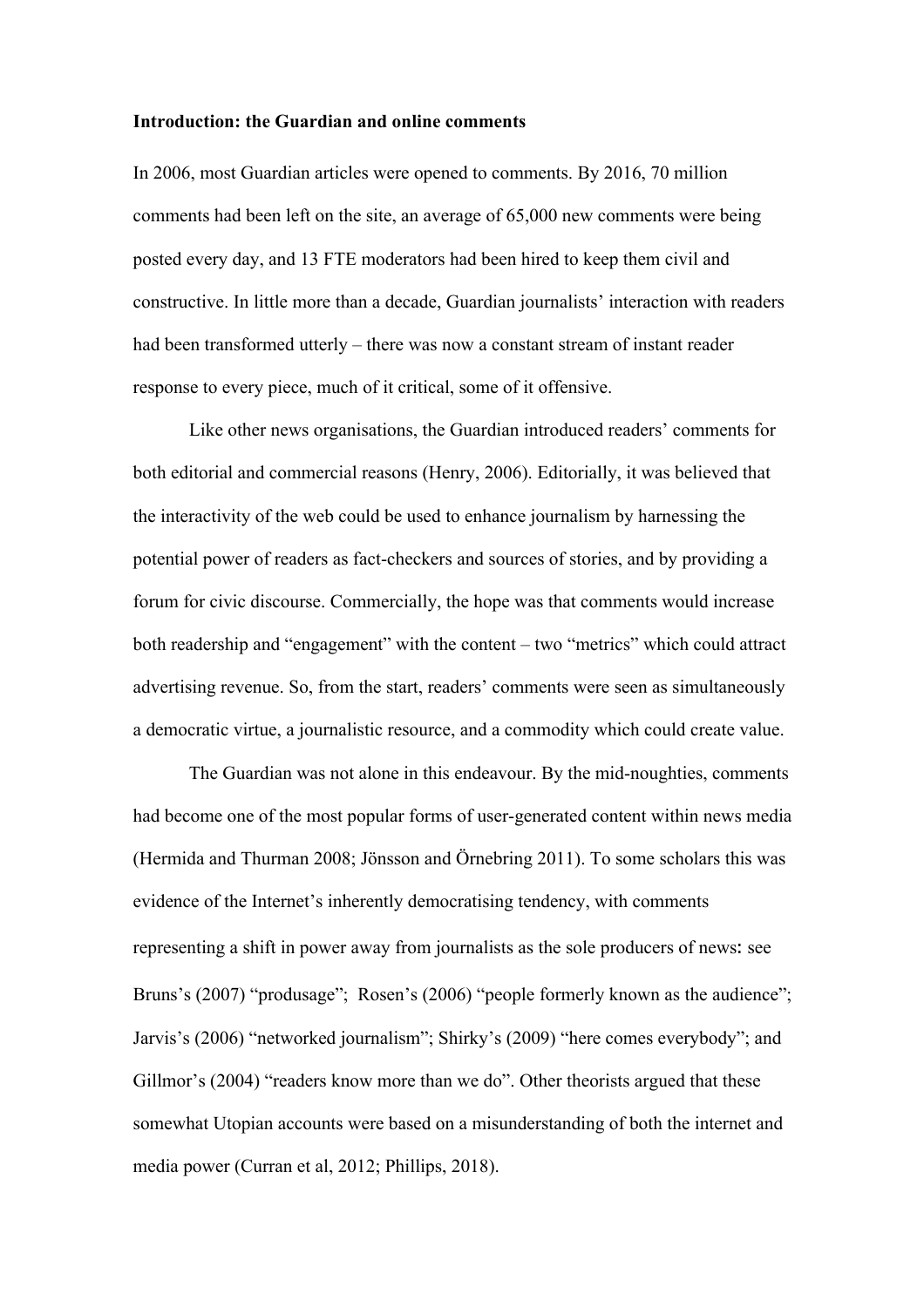**Introduction: the Guardian and online comments**

In 2006, most Guardian articles were opened to comments. By 2016, 70 million comments had been left on the site, an average of 65,000 new comments were being posted every day, and 13 FTE moderators had been hired to keep them civil and constructive. In little more than a decade, Guardian journalists' interaction with readers had been transformed utterly – there was now a constant stream of instant reader response to every piece, much of it critical, some of it offensive.

Like other news organisations, the Guardian introduced readers' comments for both editorial and commercial reasons (Henry, 2006). Editorially, it was believed that the interactivity of the web could be used to enhance journalism by harnessing the potential power of readers as fact-checkers and sources of stories, and by providing a forum for civic discourse. Commercially, the hope was that comments would increase both readership and "engagement" with the content – two "metrics" which could attract advertising revenue. So, from the start, readers' comments were seen as simultaneously a democratic virtue, a journalistic resource, and a commodity which could create value.

The Guardian was not alone in this endeavour. By the mid-noughties, comments had become one of the most popular forms of user-generated content within news media (Hermida and Thurman 2008; Jönsson and Örnebring 2011). To some scholars this was evidence of the Internet's inherently democratising tendency, with comments representing a shift in power away from journalists as the sole producers of news: see Bruns's (2007) "produsage"; Rosen's (2006) "people formerly known as the audience"; Jarvis's (2006) "networked journalism"; Shirky's (2009) "here comes everybody"; and Gillmor's (2004) "readers know more than we do". Other theorists argued that these somewhat Utopian accounts were based on a misunderstanding of both the internet and media power (Curran et al, 2012; Phillips, 2018).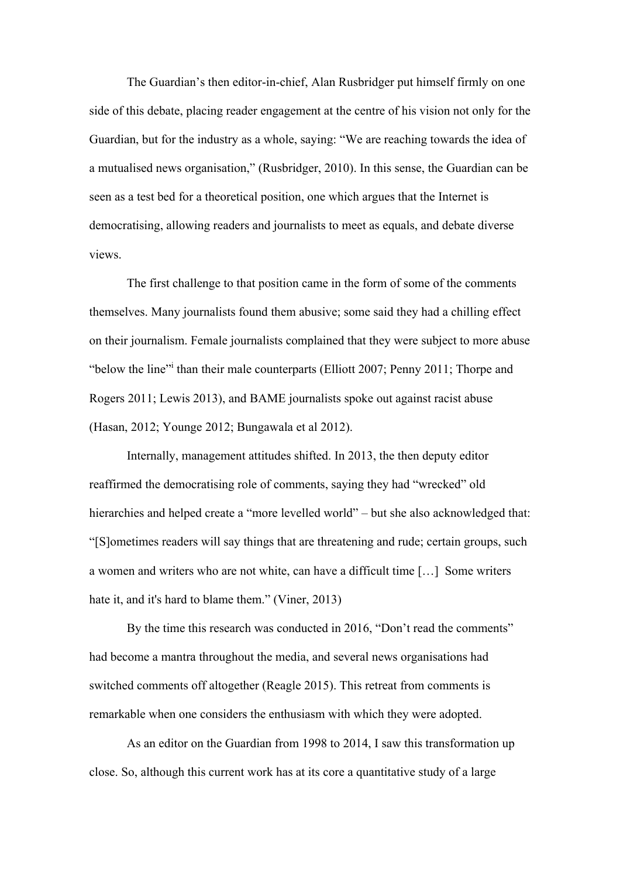The Guardian's then editor-in-chief, Alan Rusbridger put himself firmly on one side of this debate, placing reader engagement at the centre of his vision not only for the Guardian, but for the industry as a whole, saying: "We are reaching towards the idea of a mutualised news organisation," (Rusbridger, 2010). In this sense, the Guardian can be seen as a test bed for a theoretical position, one which argues that the Internet is democratising, allowing readers and journalists to meet as equals, and debate diverse views.

The first challenge to that position came in the form of some of the comments themselves. Many journalists found them abusive; some said they had a chilling effect on their journalism. Female journalists complained that they were subject to more abuse "below the line"[i] than their male counterparts (Elliott 2007; Penny 2011; Thorpe and Rogers 2011; Lewis 2013), and BAME journalists spoke out against racist abuse (Hasan, 2012; Younge 2012; Bungawala et al 2012).

Internally, management attitudes shifted. In 2013, the then deputy editor reaffirmed the democratising role of comments, saying they had "wrecked" old hierarchies and helped create a "more levelled world" – but she also acknowledged that: "[S]ometimes readers will say things that are threatening and rude; certain groups, such a women and writers who are not white, can have a difficult time […] Some writers hate it, and it's hard to blame them." (Viner, 2013)

By the time this research was conducted in 2016, "Don't read the comments" had become a mantra throughout the media, and several news organisations had switched comments off altogether (Reagle 2015). This retreat from comments is remarkable when one considers the enthusiasm with which they were adopted.

As an editor on the Guardian from 1998 to 2014, I saw this transformation up close. So, although this current work has at its core a quantitative study of a large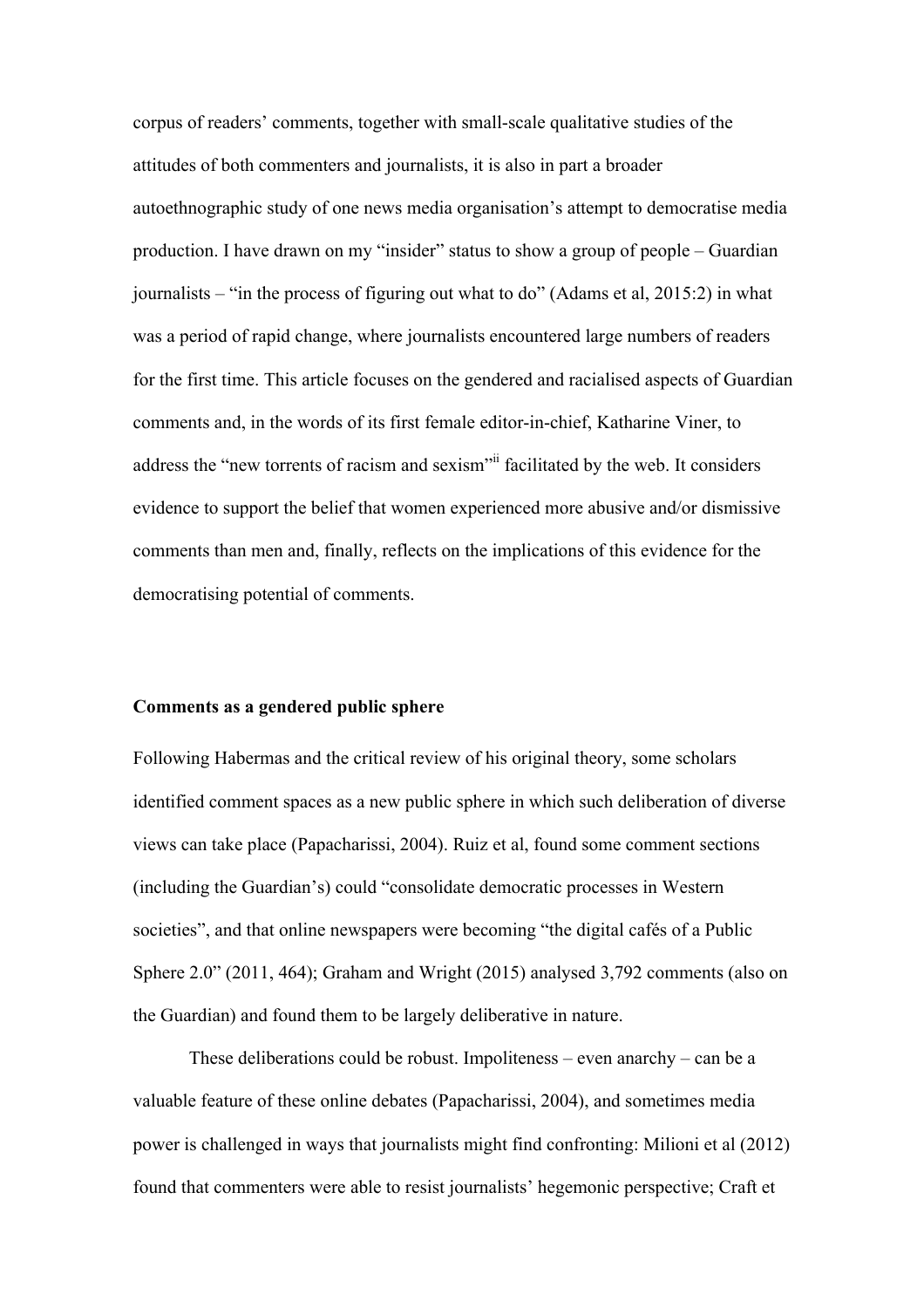corpus of readers' comments, together with small-scale qualitative studies of the attitudes of both commenters and journalists, it is also in part a broader autoethnographic study of one news media organisation's attempt to democratise media production. I have drawn on my "insider" status to show a group of people – Guardian journalists – "in the process of figuring out what to do" (Adams et al, 2015:2) in what was a period of rapid change, where journalists encountered large numbers of readers for the first time. This article focuses on the gendered and racialised aspects of Guardian comments and, in the words of its first female editor-in-chief, Katharine Viner, to address the "new torrents of racism and sexism"[ii] facilitated by the web. It considers evidence to support the belief that women experienced more abusive and/or dismissive comments than men and, finally, reflects on the implications of this evidence for the democratising potential of comments.

**Comments as a gendered public sphere**

Following Habermas and the critical review of his original theory, some scholars identified comment spaces as a new public sphere in which such deliberation of diverse views can take place (Papacharissi, 2004). Ruiz et al, found some comment sections (including the Guardian's) could "consolidate democratic processes in Western societies", and that online newspapers were becoming "the digital cafés of a Public Sphere 2.0" (2011, 464); Graham and Wright (2015) analysed 3,792 comments (also on the Guardian) and found them to be largely deliberative in nature.

These deliberations could be robust. Impoliteness – even anarchy – can be a valuable feature of these online debates (Papacharissi, 2004), and sometimes media power is challenged in ways that journalists might find confronting: Milioni et al (2012) found that commenters were able to resist journalists' hegemonic perspective; Craft et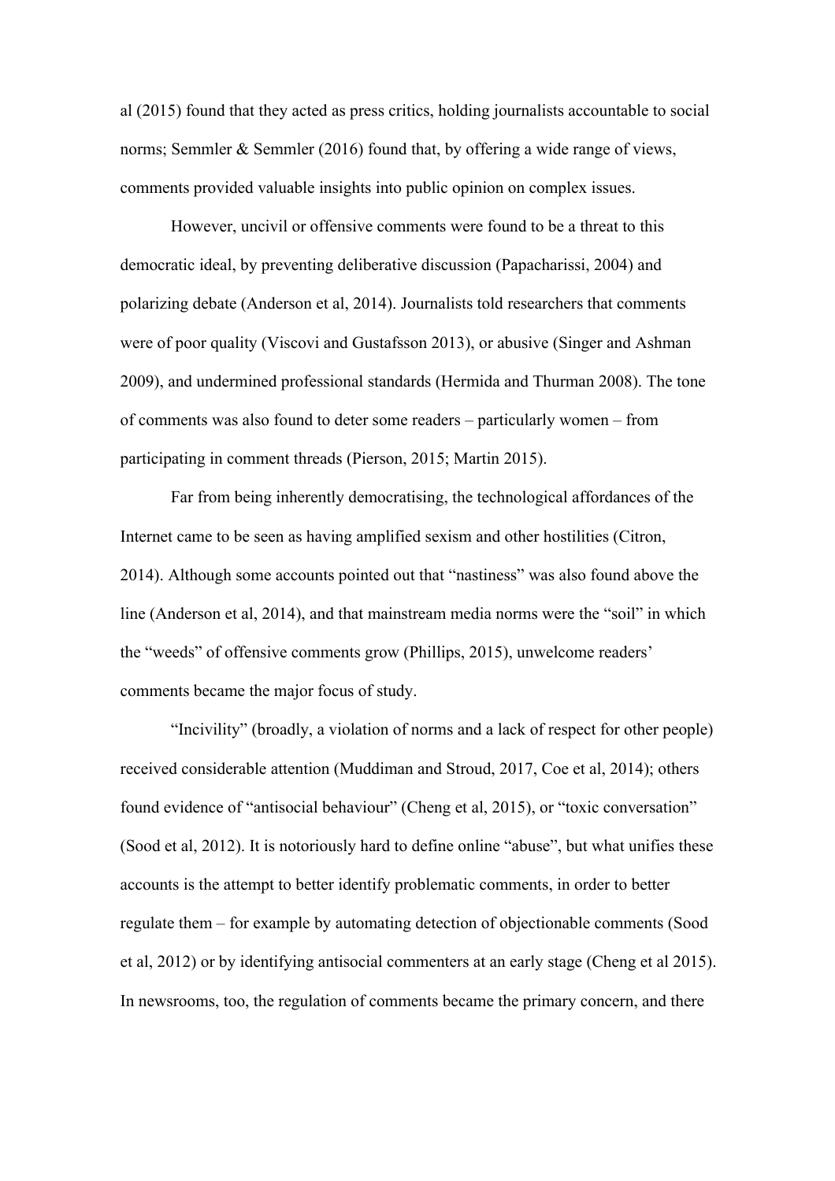al (2015) found that they acted as press critics, holding journalists accountable to social norms; Semmler & Semmler (2016) found that, by offering a wide range of views, comments provided valuable insights into public opinion on complex issues.

However, uncivil or offensive comments were found to be a threat to this democratic ideal, by preventing deliberative discussion (Papacharissi, 2004) and polarizing debate (Anderson et al, 2014). Journalists told researchers that comments were of poor quality (Viscovi and Gustafsson 2013), or abusive (Singer and Ashman 2009), and undermined professional standards (Hermida and Thurman 2008). The tone of comments was also found to deter some readers – particularly women – from participating in comment threads (Pierson, 2015; Martin 2015).

Far from being inherently democratising, the technological affordances of the Internet came to be seen as having amplified sexism and other hostilities (Citron, 2014). Although some accounts pointed out that "nastiness" was also found above the line (Anderson et al, 2014), and that mainstream media norms were the "soil" in which the "weeds" of offensive comments grow (Phillips, 2015), unwelcome readers' comments became the major focus of study.

"Incivility" (broadly, a violation of norms and a lack of respect for other people) received considerable attention (Muddiman and Stroud, 2017, Coe et al, 2014); others found evidence of "antisocial behaviour" (Cheng et al, 2015), or "toxic conversation" (Sood et al, 2012). It is notoriously hard to define online "abuse", but what unifies these accounts is the attempt to better identify problematic comments, in order to better regulate them – for example by automating detection of objectionable comments (Sood et al, 2012) or by identifying antisocial commenters at an early stage (Cheng et al 2015). In newsrooms, too, the regulation of comments became the primary concern, and there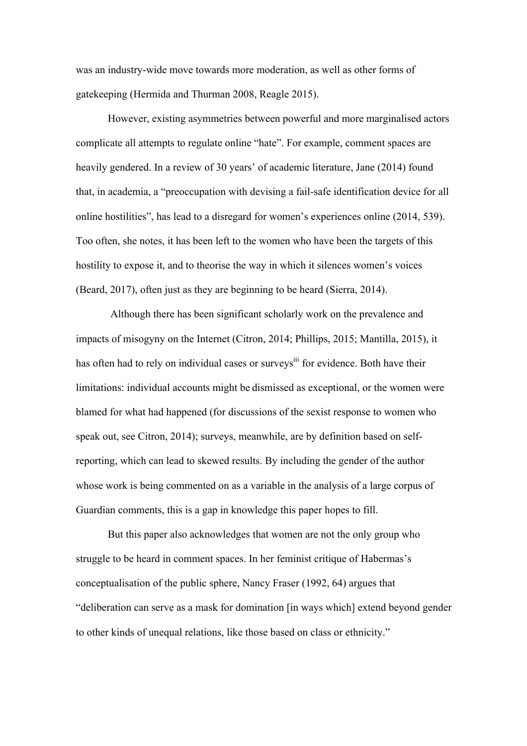was an industry-wide move towards more moderation, as well as other forms of gatekeeping (Hermida and Thurman 2008, Reagle 2015).

However, existing asymmetries between powerful and more marginalised actors complicate all attempts to regulate online "hate". For example, comment spaces are heavily gendered. In a review of 30 years' of academic literature, Jane (2014) found that, in academia, a "preoccupation with devising a fail-safe identification device for all online hostilities", has lead to a disregard for women's experiences online (2014, 539). Too often, she notes, it has been left to the women who have been the targets of this hostility to expose it, and to theorise the way in which it silences women's voices (Beard, 2017), often just as they are beginning to be heard (Sierra, 2014).

Although there has been significant scholarly work on the prevalence and impacts of misogyny on the Internet (Citron, 2014; Phillips, 2015; Mantilla, 2015), it has often had to rely on individual cases or surveys[iii] for evidence. Both have their limitations: individual accounts might be dismissed as exceptional, or the women were blamed for what had happened (for discussions of the sexist response to women who speak out, see Citron, 2014); surveys, meanwhile, are by definition based on self-reporting, which can lead to skewed results. By including the gender of the author whose work is being commented on as a variable in the analysis of a large corpus of Guardian comments, this is a gap in knowledge this paper hopes to fill.

But this paper also acknowledges that women are not the only group who struggle to be heard in comment spaces. In her feminist critique of Habermas's conceptualisation of the public sphere, Nancy Fraser (1992, 64) argues that "deliberation can serve as a mask for domination [in ways which] extend beyond gender to other kinds of unequal relations, like those based on class or ethnicity."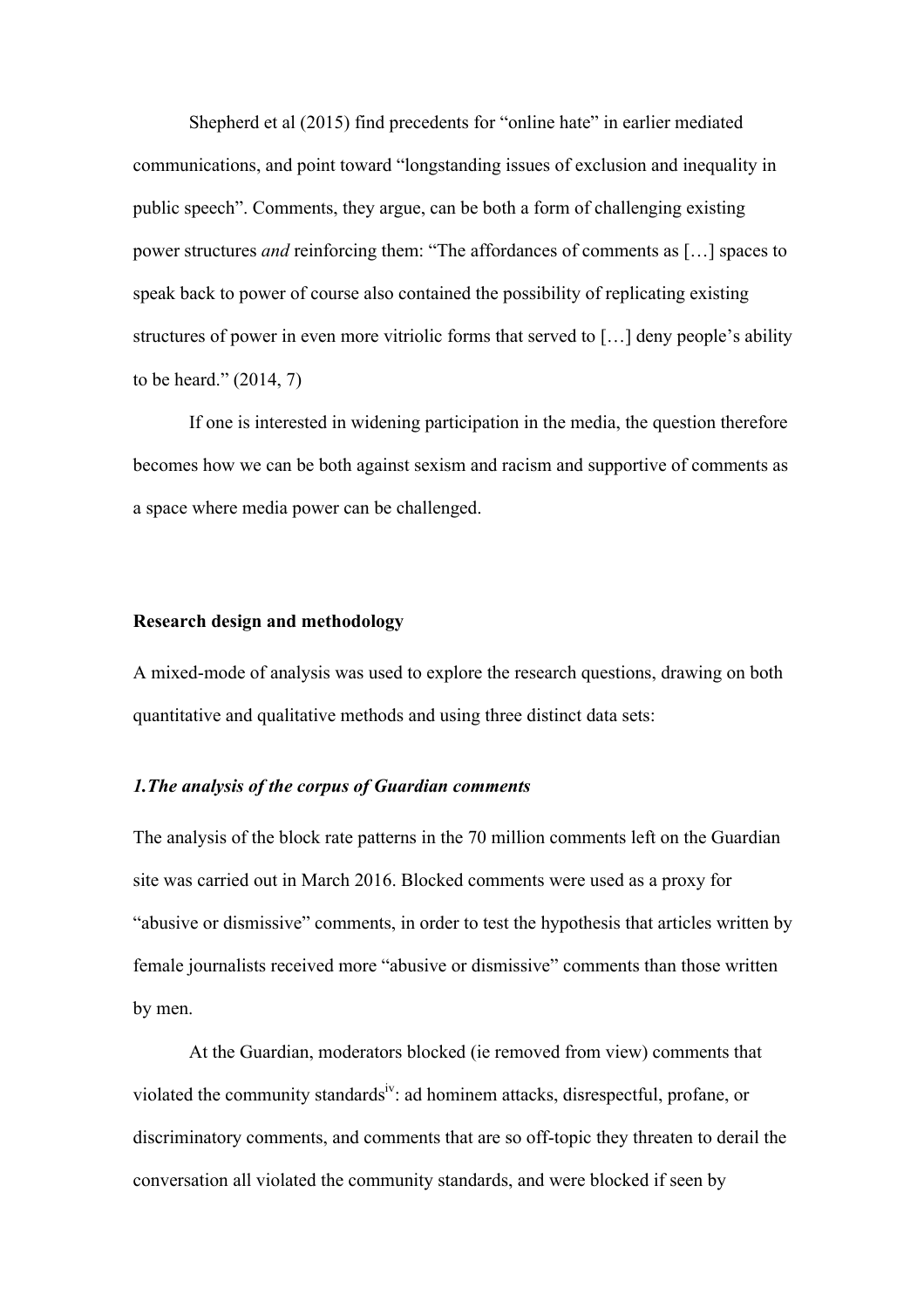Shepherd et al (2015) find precedents for "online hate" in earlier mediated communications, and point toward "longstanding issues of exclusion and inequality in public speech". Comments, they argue, can be both a form of challenging existing power structures *and* reinforcing them: "The affordances of comments as […] spaces to speak back to power of course also contained the possibility of replicating existing structures of power in even more vitriolic forms that served to […] deny people's ability to be heard." (2014, 7)

If one is interested in widening participation in the media, the question therefore becomes how we can be both against sexism and racism and supportive of comments as a space where media power can be challenged.

**Research design and methodology**

A mixed-mode of analysis was used to explore the research questions, drawing on both quantitative and qualitative methods and using three distinct data sets:

***1.The analysis of the corpus of Guardian comments***

The analysis of the block rate patterns in the 70 million comments left on the Guardian site was carried out in March 2016. Blocked comments were used as a proxy for "abusive or dismissive" comments, in order to test the hypothesis that articles written by female journalists received more "abusive or dismissive" comments than those written by men.

At the Guardian, moderators blocked (ie removed from view) comments that violated the community standards[iv]: ad hominem attacks, disrespectful, profane, or discriminatory comments, and comments that are so off-topic they threaten to derail the conversation all violated the community standards, and were blocked if seen by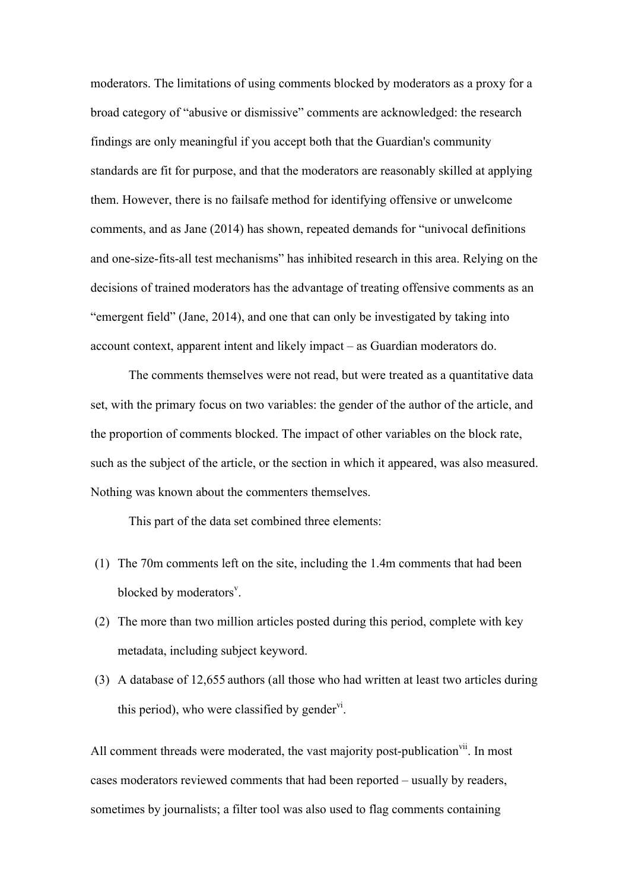moderators. The limitations of using comments blocked by moderators as a proxy for a broad category of "abusive or dismissive" comments are acknowledged: the research findings are only meaningful if you accept both that the Guardian's community standards are fit for purpose, and that the moderators are reasonably skilled at applying them. However, there is no failsafe method for identifying offensive or unwelcome comments, and as Jane (2014) has shown, repeated demands for "univocal definitions and one-size-fits-all test mechanisms" has inhibited research in this area. Relying on the decisions of trained moderators has the advantage of treating offensive comments as an "emergent field" (Jane, 2014), and one that can only be investigated by taking into account context, apparent intent and likely impact – as Guardian moderators do.

The comments themselves were not read, but were treated as a quantitative data set, with the primary focus on two variables: the gender of the author of the article, and the proportion of comments blocked. The impact of other variables on the block rate, such as the subject of the article, or the section in which it appeared, was also measured. Nothing was known about the commenters themselves.

This part of the data set combined three elements:

(1) The 70m comments left on the site, including the 1.4m comments that had been blocked by moderators[v].

(2) The more than two million articles posted during this period, complete with key metadata, including subject keyword.

(3) A database of 12,655 authors (all those who had written at least two articles during this period), who were classified by gender[vi].

All comment threads were moderated, the vast majority post-publication[vii]. In most cases moderators reviewed comments that had been reported – usually by readers, sometimes by journalists; a filter tool was also used to flag comments containing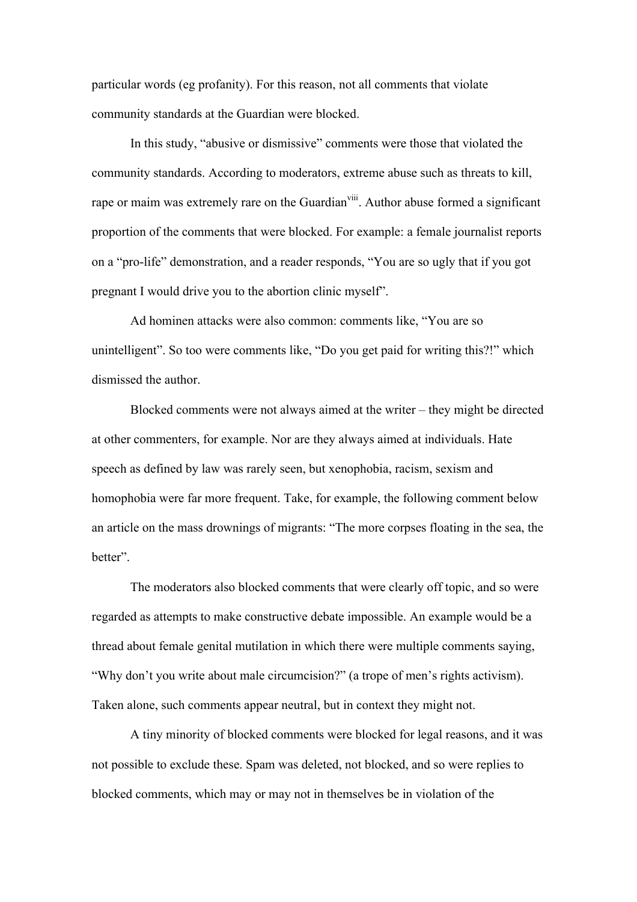particular words (eg profanity). For this reason, not all comments that violate community standards at the Guardian were blocked.

In this study, “abusive or dismissive” comments were those that violated the community standards. According to moderators, extreme abuse such as threats to kill, rape or maim was extremely rare on the Guardian[viii]. Author abuse formed a significant proportion of the comments that were blocked. For example: a female journalist reports on a “pro-life” demonstration, and a reader responds, “You are so ugly that if you got pregnant I would drive you to the abortion clinic myself”.

Ad hominen attacks were also common: comments like, “You are so unintelligent”. So too were comments like, “Do you get paid for writing this?!” which dismissed the author.

Blocked comments were not always aimed at the writer – they might be directed at other commenters, for example. Nor are they always aimed at individuals. Hate speech as defined by law was rarely seen, but xenophobia, racism, sexism and homophobia were far more frequent. Take, for example, the following comment below an article on the mass drownings of migrants: “The more corpses floating in the sea, the better”.

The moderators also blocked comments that were clearly off topic, and so were regarded as attempts to make constructive debate impossible. An example would be a thread about female genital mutilation in which there were multiple comments saying, “Why don’t you write about male circumcision?” (a trope of men’s rights activism). Taken alone, such comments appear neutral, but in context they might not.

A tiny minority of blocked comments were blocked for legal reasons, and it was not possible to exclude these. Spam was deleted, not blocked, and so were replies to blocked comments, which may or may not in themselves be in violation of the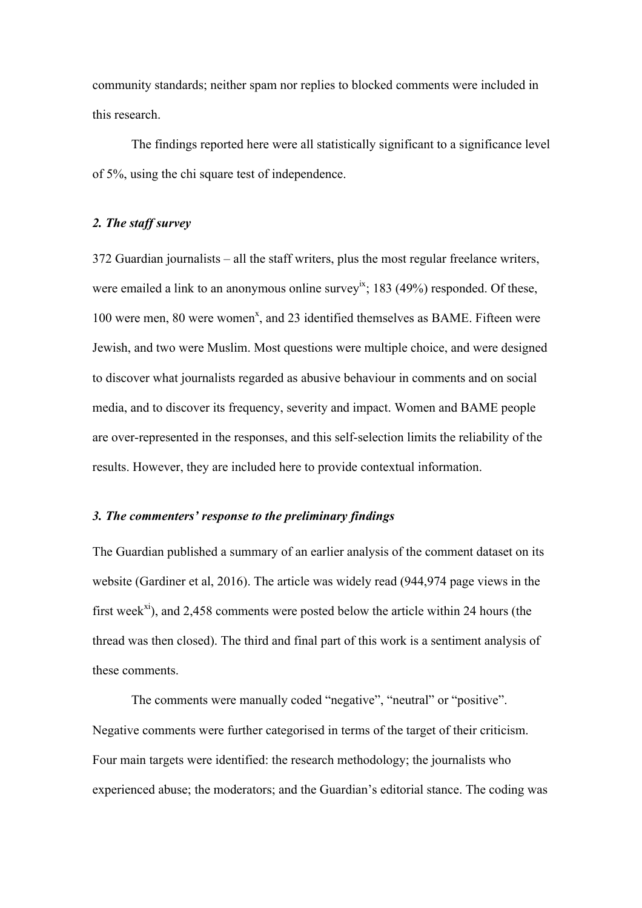community standards; neither spam nor replies to blocked comments were included in this research.

The findings reported here were all statistically significant to a significance level of 5%, using the chi square test of independence.

### *2. The staff survey*

372 Guardian journalists – all the staff writers, plus the most regular freelance writers, were emailed a link to an anonymous online survey[ix]; 183 (49%) responded. Of these, 100 were men, 80 were women[x], and 23 identified themselves as BAME. Fifteen were Jewish, and two were Muslim. Most questions were multiple choice, and were designed to discover what journalists regarded as abusive behaviour in comments and on social media, and to discover its frequency, severity and impact. Women and BAME people are over-represented in the responses, and this self-selection limits the reliability of the results. However, they are included here to provide contextual information.

### *3. The commenters' response to the preliminary findings*

The Guardian published a summary of an earlier analysis of the comment dataset on its website (Gardiner et al, 2016). The article was widely read (944,974 page views in the first week[xi]), and 2,458 comments were posted below the article within 24 hours (the thread was then closed). The third and final part of this work is a sentiment analysis of these comments.

The comments were manually coded "negative", "neutral" or "positive". Negative comments were further categorised in terms of the target of their criticism. Four main targets were identified: the research methodology; the journalists who experienced abuse; the moderators; and the Guardian's editorial stance. The coding was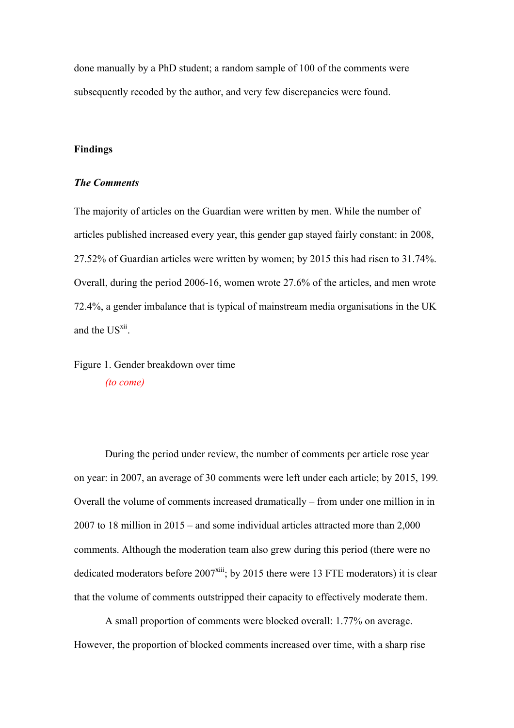done manually by a PhD student; a random sample of 100 of the comments were subsequently recoded by the author, and very few discrepancies were found.

## Findings

### *The Comments*

The majority of articles on the Guardian were written by men. While the number of articles published increased every year, this gender gap stayed fairly constant: in 2008, 27.52% of Guardian articles were written by women; by 2015 this had risen to 31.74%. Overall, during the period 2006-16, women wrote 27.6% of the articles, and men wrote 72.4%, a gender imbalance that is typical of mainstream media organisations in the UK and the US[xii].

Figure 1. Gender breakdown over time

*(to come)*

During the period under review, the number of comments per article rose year on year: in 2007, an average of 30 comments were left under each article; by 2015, 199. Overall the volume of comments increased dramatically – from under one million in in 2007 to 18 million in 2015 – and some individual articles attracted more than 2,000 comments. Although the moderation team also grew during this period (there were no dedicated moderators before 2007[xiii]; by 2015 there were 13 FTE moderators) it is clear that the volume of comments outstripped their capacity to effectively moderate them.

A small proportion of comments were blocked overall: 1.77% on average. However, the proportion of blocked comments increased over time, with a sharp rise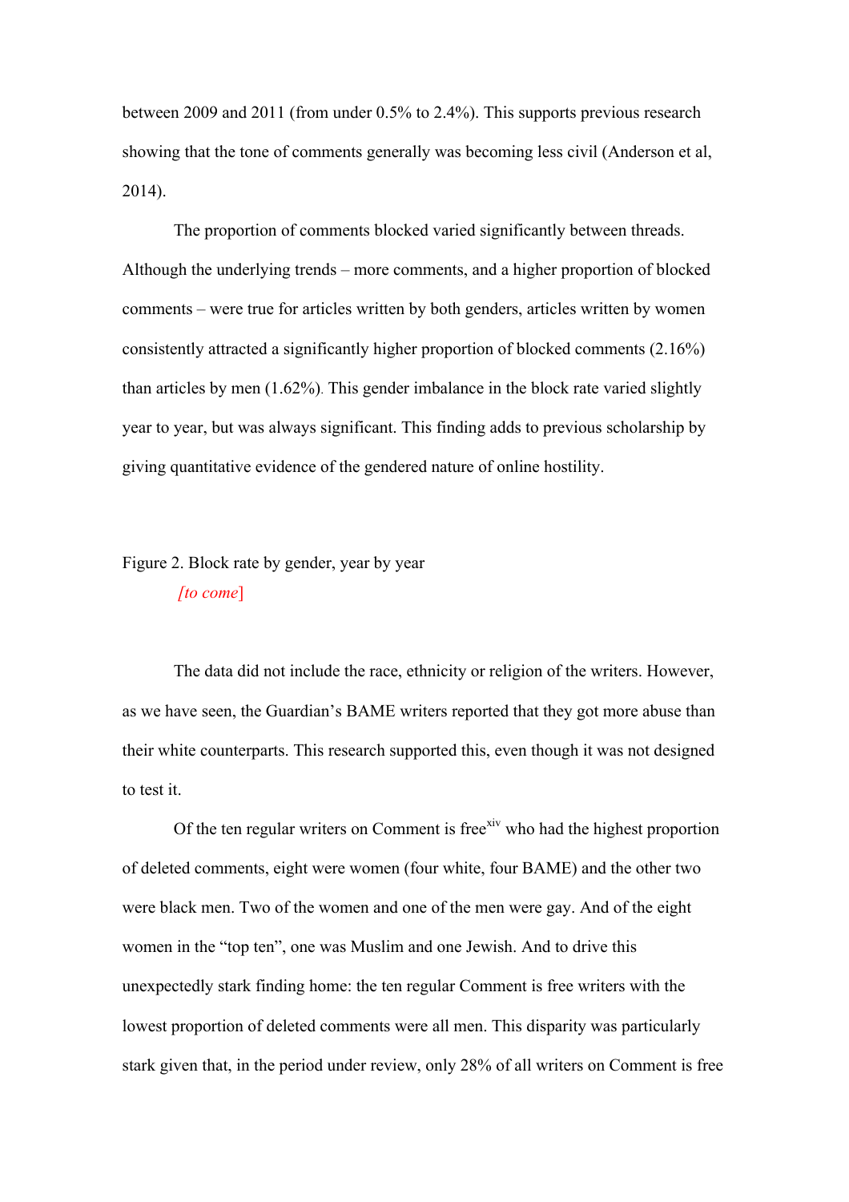between 2009 and 2011 (from under 0.5% to 2.4%). This supports previous research showing that the tone of comments generally was becoming less civil (Anderson et al, 2014).

The proportion of comments blocked varied significantly between threads. Although the underlying trends – more comments, and a higher proportion of blocked comments – were true for articles written by both genders, articles written by women consistently attracted a significantly higher proportion of blocked comments (2.16%) than articles by men (1.62%). This gender imbalance in the block rate varied slightly year to year, but was always significant. This finding adds to previous scholarship by giving quantitative evidence of the gendered nature of online hostility.

Figure 2. Block rate by gender, year by year

*[to come]*

The data did not include the race, ethnicity or religion of the writers. However, as we have seen, the Guardian's BAME writers reported that they got more abuse than their white counterparts. This research supported this, even though it was not designed to test it.

Of the ten regular writers on Comment is free[xiv] who had the highest proportion of deleted comments, eight were women (four white, four BAME) and the other two were black men. Two of the women and one of the men were gay. And of the eight women in the "top ten", one was Muslim and one Jewish. And to drive this unexpectedly stark finding home: the ten regular Comment is free writers with the lowest proportion of deleted comments were all men. This disparity was particularly stark given that, in the period under review, only 28% of all writers on Comment is free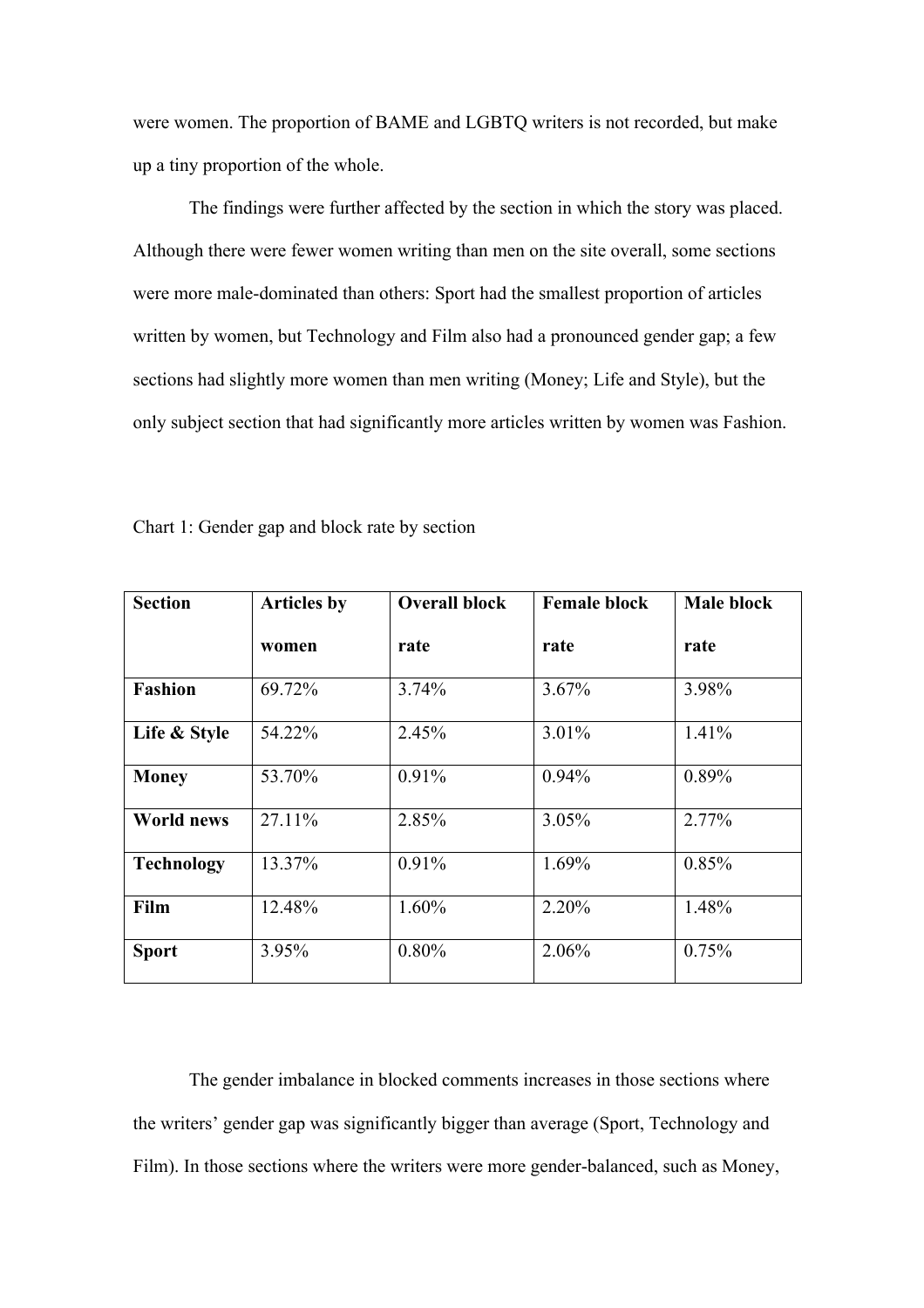were women. The proportion of BAME and LGBTQ writers is not recorded, but make up a tiny proportion of the whole.

The findings were further affected by the section in which the story was placed. Although there were fewer women writing than men on the site overall, some sections were more male-dominated than others: Sport had the smallest proportion of articles written by women, but Technology and Film also had a pronounced gender gap; a few sections had slightly more women than men writing (Money; Life and Style), but the only subject section that had significantly more articles written by women was Fashion.

Chart 1: Gender gap and block rate by section

| Section | Articles by women | Overall block rate | Female block rate | Male block rate |
|---|---|---|---|---|
| **Fashion** | 69.72% | 3.74% | 3.67% | 3.98% |
| **Life & Style** | 54.22% | 2.45% | 3.01% | 1.41% |
| **Money** | 53.70% | 0.91% | 0.94% | 0.89% |
| **World news** | 27.11% | 2.85% | 3.05% | 2.77% |
| **Technology** | 13.37% | 0.91% | 1.69% | 0.85% |
| **Film** | 12.48% | 1.60% | 2.20% | 1.48% |
| **Sport** | 3.95% | 0.80% | 2.06% | 0.75% |

The gender imbalance in blocked comments increases in those sections where the writers' gender gap was significantly bigger than average (Sport, Technology and Film). In those sections where the writers were more gender-balanced, such as Money,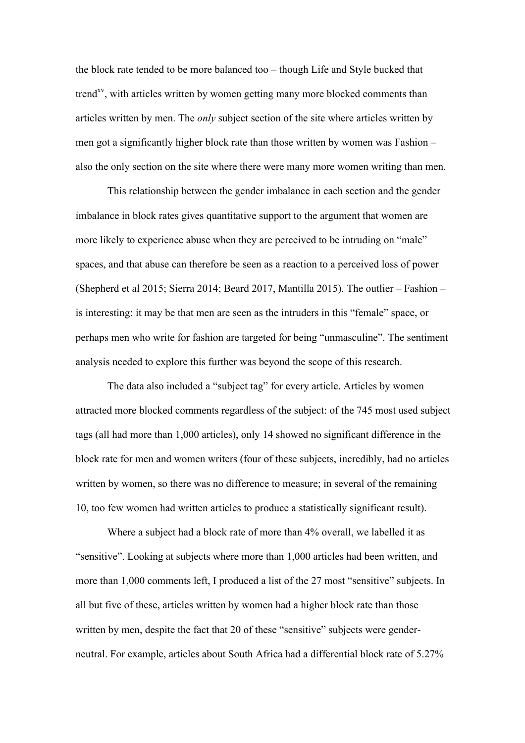the block rate tended to be more balanced too – though Life and Style bucked that trend[xv], with articles written by women getting many more blocked comments than articles written by men. The *only* subject section of the site where articles written by men got a significantly higher block rate than those written by women was Fashion – also the only section on the site where there were many more women writing than men.

This relationship between the gender imbalance in each section and the gender imbalance in block rates gives quantitative support to the argument that women are more likely to experience abuse when they are perceived to be intruding on "male" spaces, and that abuse can therefore be seen as a reaction to a perceived loss of power (Shepherd et al 2015; Sierra 2014; Beard 2017, Mantilla 2015). The outlier – Fashion – is interesting: it may be that men are seen as the intruders in this "female" space, or perhaps men who write for fashion are targeted for being "unmasculine". The sentiment analysis needed to explore this further was beyond the scope of this research.

The data also included a "subject tag" for every article. Articles by women attracted more blocked comments regardless of the subject: of the 745 most used subject tags (all had more than 1,000 articles), only 14 showed no significant difference in the block rate for men and women writers (four of these subjects, incredibly, had no articles written by women, so there was no difference to measure; in several of the remaining 10, too few women had written articles to produce a statistically significant result).

Where a subject had a block rate of more than 4% overall, we labelled it as "sensitive". Looking at subjects where more than 1,000 articles had been written, and more than 1,000 comments left, I produced a list of the 27 most "sensitive" subjects. In all but five of these, articles written by women had a higher block rate than those written by men, despite the fact that 20 of these "sensitive" subjects were gender-neutral. For example, articles about South Africa had a differential block rate of 5.27%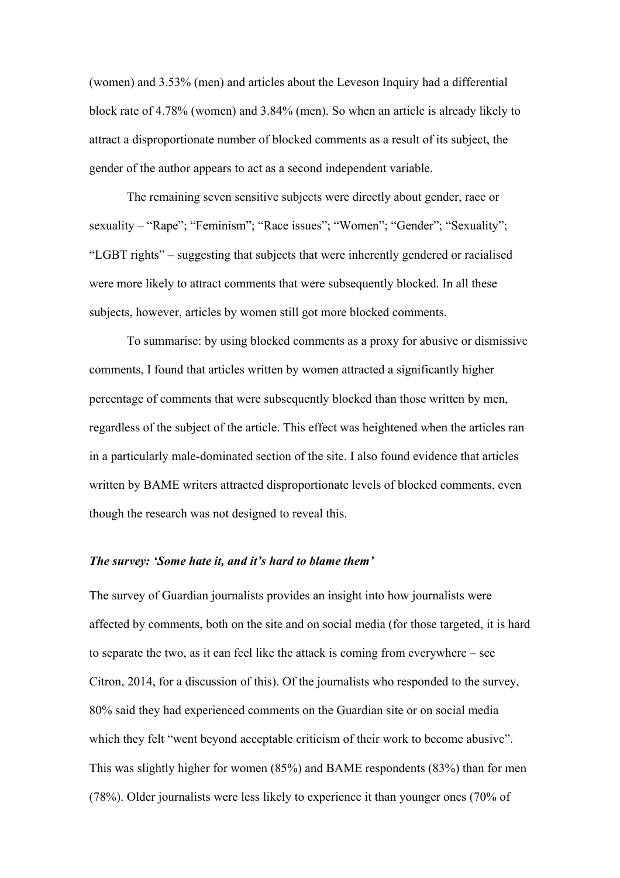(women) and 3.53% (men) and articles about the Leveson Inquiry had a differential block rate of 4.78% (women) and 3.84% (men). So when an article is already likely to attract a disproportionate number of blocked comments as a result of its subject, the gender of the author appears to act as a second independent variable.

The remaining seven sensitive subjects were directly about gender, race or sexuality – "Rape"; "Feminism"; "Race issues"; "Women"; "Gender"; "Sexuality"; "LGBT rights" – suggesting that subjects that were inherently gendered or racialised were more likely to attract comments that were subsequently blocked. In all these subjects, however, articles by women still got more blocked comments.

To summarise: by using blocked comments as a proxy for abusive or dismissive comments, I found that articles written by women attracted a significantly higher percentage of comments that were subsequently blocked than those written by men, regardless of the subject of the article. This effect was heightened when the articles ran in a particularly male-dominated section of the site. I also found evidence that articles written by BAME writers attracted disproportionate levels of blocked comments, even though the research was not designed to reveal this.

### *The survey: 'Some hate it, and it's hard to blame them'*

The survey of Guardian journalists provides an insight into how journalists were affected by comments, both on the site and on social media (for those targeted, it is hard to separate the two, as it can feel like the attack is coming from everywhere – see Citron, 2014, for a discussion of this). Of the journalists who responded to the survey, 80% said they had experienced comments on the Guardian site or on social media which they felt "went beyond acceptable criticism of their work to become abusive". This was slightly higher for women (85%) and BAME respondents (83%) than for men (78%). Older journalists were less likely to experience it than younger ones (70% of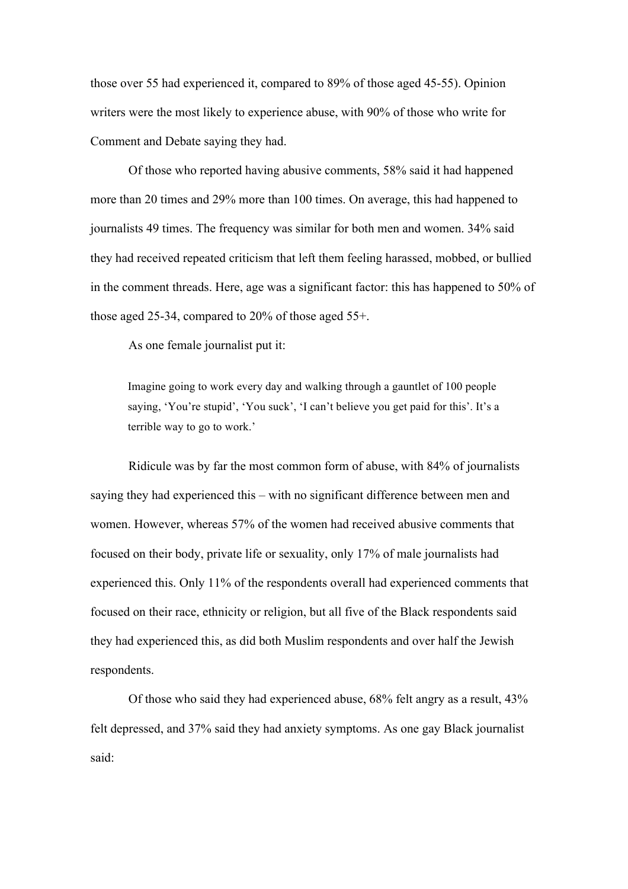those over 55 had experienced it, compared to 89% of those aged 45-55). Opinion writers were the most likely to experience abuse, with 90% of those who write for Comment and Debate saying they had.

Of those who reported having abusive comments, 58% said it had happened more than 20 times and 29% more than 100 times. On average, this had happened to journalists 49 times. The frequency was similar for both men and women. 34% said they had received repeated criticism that left them feeling harassed, mobbed, or bullied in the comment threads. Here, age was a significant factor: this has happened to 50% of those aged 25-34, compared to 20% of those aged 55+.

As one female journalist put it:

> Imagine going to work every day and walking through a gauntlet of 100 people saying, 'You're stupid', 'You suck', 'I can't believe you get paid for this'. It's a terrible way to go to work.'

Ridicule was by far the most common form of abuse, with 84% of journalists saying they had experienced this – with no significant difference between men and women. However, whereas 57% of the women had received abusive comments that focused on their body, private life or sexuality, only 17% of male journalists had experienced this. Only 11% of the respondents overall had experienced comments that focused on their race, ethnicity or religion, but all five of the Black respondents said they had experienced this, as did both Muslim respondents and over half the Jewish respondents.

Of those who said they had experienced abuse, 68% felt angry as a result, 43% felt depressed, and 37% said they had anxiety symptoms. As one gay Black journalist said: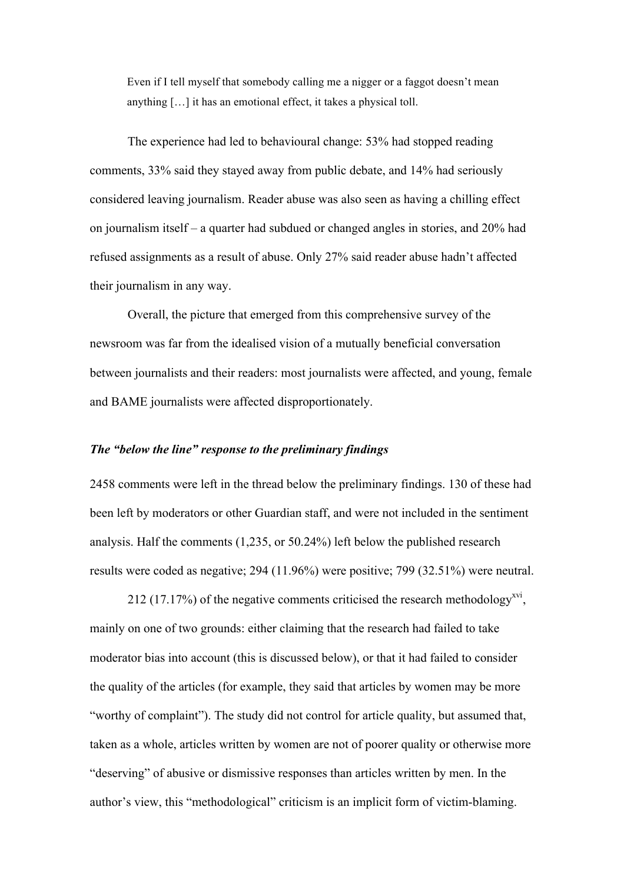> Even if I tell myself that somebody calling me a nigger or a faggot doesn't mean anything […] it has an emotional effect, it takes a physical toll.

The experience had led to behavioural change: 53% had stopped reading comments, 33% said they stayed away from public debate, and 14% had seriously considered leaving journalism. Reader abuse was also seen as having a chilling effect on journalism itself – a quarter had subdued or changed angles in stories, and 20% had refused assignments as a result of abuse. Only 27% said reader abuse hadn't affected their journalism in any way.

Overall, the picture that emerged from this comprehensive survey of the newsroom was far from the idealised vision of a mutually beneficial conversation between journalists and their readers: most journalists were affected, and young, female and BAME journalists were affected disproportionately.

### *The "below the line" response to the preliminary findings*

2458 comments were left in the thread below the preliminary findings. 130 of these had been left by moderators or other Guardian staff, and were not included in the sentiment analysis. Half the comments (1,235, or 50.24%) left below the published research results were coded as negative; 294 (11.96%) were positive; 799 (32.51%) were neutral.

212 (17.17%) of the negative comments criticised the research methodology[xvi], mainly on one of two grounds: either claiming that the research had failed to take moderator bias into account (this is discussed below), or that it had failed to consider the quality of the articles (for example, they said that articles by women may be more "worthy of complaint"). The study did not control for article quality, but assumed that, taken as a whole, articles written by women are not of poorer quality or otherwise more "deserving" of abusive or dismissive responses than articles written by men. In the author's view, this "methodological" criticism is an implicit form of victim-blaming.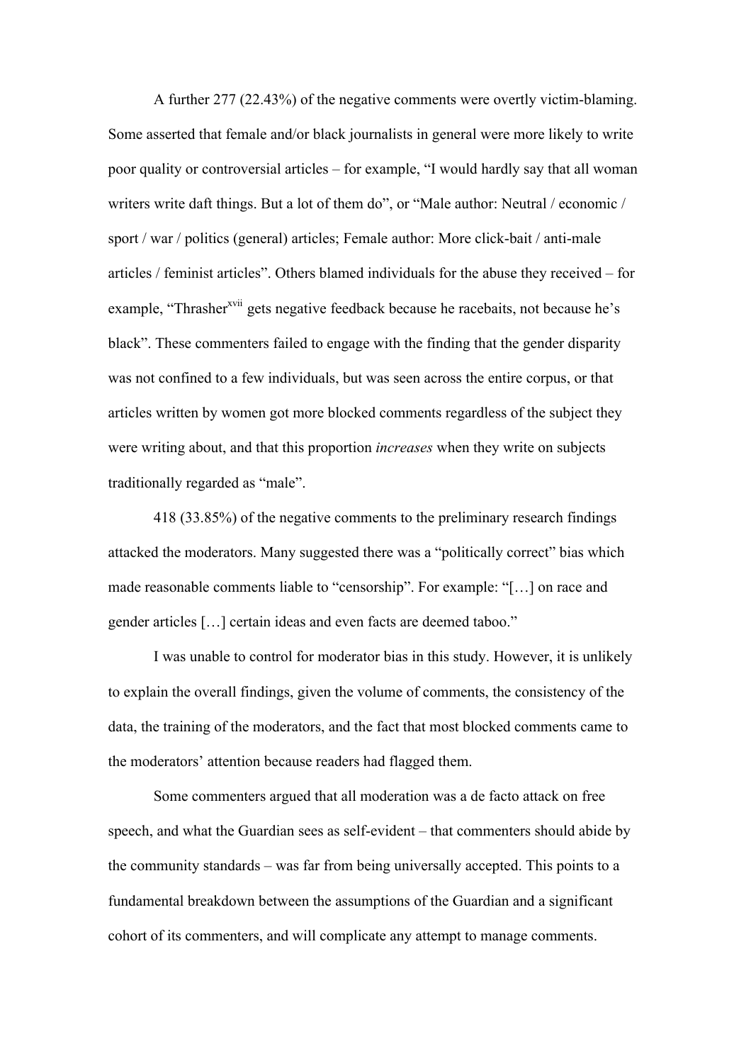A further 277 (22.43%) of the negative comments were overtly victim-blaming. Some asserted that female and/or black journalists in general were more likely to write poor quality or controversial articles – for example, "I would hardly say that all woman writers write daft things. But a lot of them do", or "Male author: Neutral / economic / sport / war / politics (general) articles; Female author: More click-bait / anti-male articles / feminist articles". Others blamed individuals for the abuse they received – for example, "Thrasher[xvii] gets negative feedback because he racebaits, not because he's black". These commenters failed to engage with the finding that the gender disparity was not confined to a few individuals, but was seen across the entire corpus, or that articles written by women got more blocked comments regardless of the subject they were writing about, and that this proportion *increases* when they write on subjects traditionally regarded as "male".

418 (33.85%) of the negative comments to the preliminary research findings attacked the moderators. Many suggested there was a "politically correct" bias which made reasonable comments liable to "censorship". For example: "[…] on race and gender articles […] certain ideas and even facts are deemed taboo."

I was unable to control for moderator bias in this study. However, it is unlikely to explain the overall findings, given the volume of comments, the consistency of the data, the training of the moderators, and the fact that most blocked comments came to the moderators' attention because readers had flagged them.

Some commenters argued that all moderation was a de facto attack on free speech, and what the Guardian sees as self-evident – that commenters should abide by the community standards – was far from being universally accepted. This points to a fundamental breakdown between the assumptions of the Guardian and a significant cohort of its commenters, and will complicate any attempt to manage comments.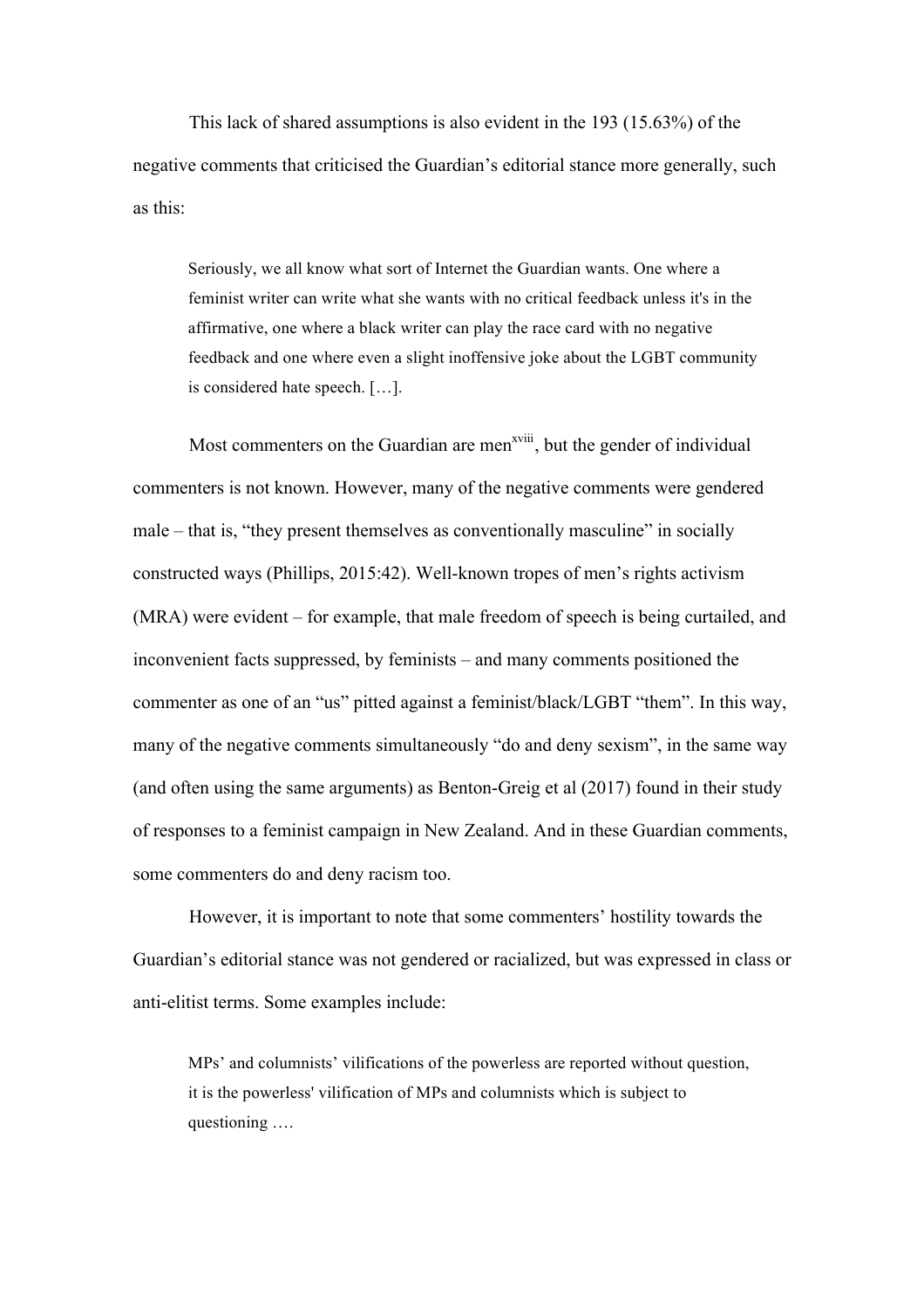This lack of shared assumptions is also evident in the 193 (15.63%) of the negative comments that criticised the Guardian's editorial stance more generally, such as this:

> Seriously, we all know what sort of Internet the Guardian wants. One where a feminist writer can write what she wants with no critical feedback unless it's in the affirmative, one where a black writer can play the race card with no negative feedback and one where even a slight inoffensive joke about the LGBT community is considered hate speech. […].

Most commenters on the Guardian are men[xviii], but the gender of individual commenters is not known. However, many of the negative comments were gendered male – that is, "they present themselves as conventionally masculine" in socially constructed ways (Phillips, 2015:42). Well-known tropes of men's rights activism (MRA) were evident – for example, that male freedom of speech is being curtailed, and inconvenient facts suppressed, by feminists – and many comments positioned the commenter as one of an "us" pitted against a feminist/black/LGBT "them". In this way, many of the negative comments simultaneously "do and deny sexism", in the same way (and often using the same arguments) as Benton-Greig et al (2017) found in their study of responses to a feminist campaign in New Zealand. And in these Guardian comments, some commenters do and deny racism too.

However, it is important to note that some commenters' hostility towards the Guardian's editorial stance was not gendered or racialized, but was expressed in class or anti-elitist terms. Some examples include:

> MPs' and columnists' vilifications of the powerless are reported without question, it is the powerless' vilification of MPs and columnists which is subject to questioning ….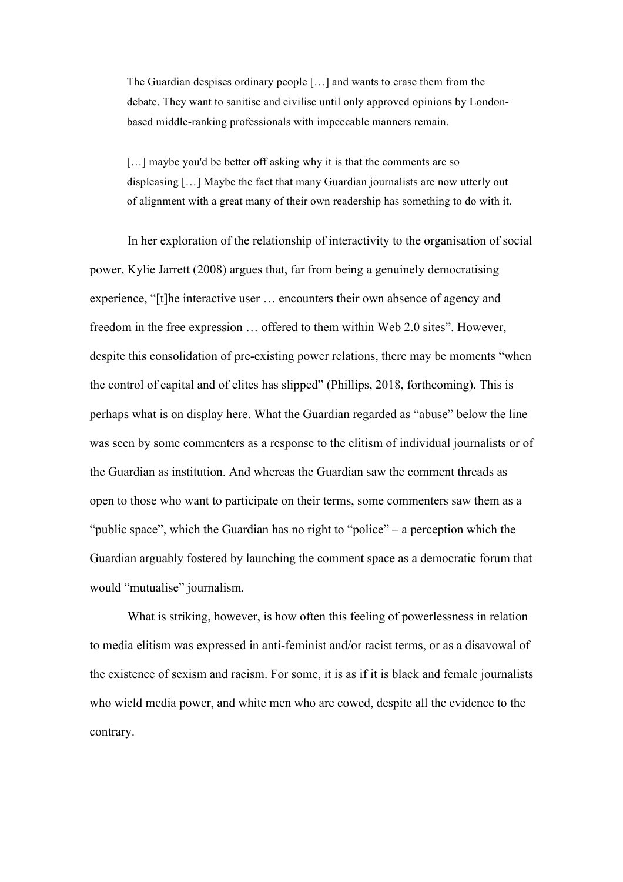> The Guardian despises ordinary people […] and wants to erase them from the debate. They want to sanitise and civilise until only approved opinions by London-based middle-ranking professionals with impeccable manners remain.

> […] maybe you'd be better off asking why it is that the comments are so displeasing […] Maybe the fact that many Guardian journalists are now utterly out of alignment with a great many of their own readership has something to do with it.

In her exploration of the relationship of interactivity to the organisation of social power, Kylie Jarrett (2008) argues that, far from being a genuinely democratising experience, "[t]he interactive user … encounters their own absence of agency and freedom in the free expression … offered to them within Web 2.0 sites". However, despite this consolidation of pre-existing power relations, there may be moments "when the control of capital and of elites has slipped" (Phillips, 2018, forthcoming). This is perhaps what is on display here. What the Guardian regarded as "abuse" below the line was seen by some commenters as a response to the elitism of individual journalists or of the Guardian as institution. And whereas the Guardian saw the comment threads as open to those who want to participate on their terms, some commenters saw them as a "public space", which the Guardian has no right to "police" – a perception which the Guardian arguably fostered by launching the comment space as a democratic forum that would "mutualise" journalism.

What is striking, however, is how often this feeling of powerlessness in relation to media elitism was expressed in anti-feminist and/or racist terms, or as a disavowal of the existence of sexism and racism. For some, it is as if it is black and female journalists who wield media power, and white men who are cowed, despite all the evidence to the contrary.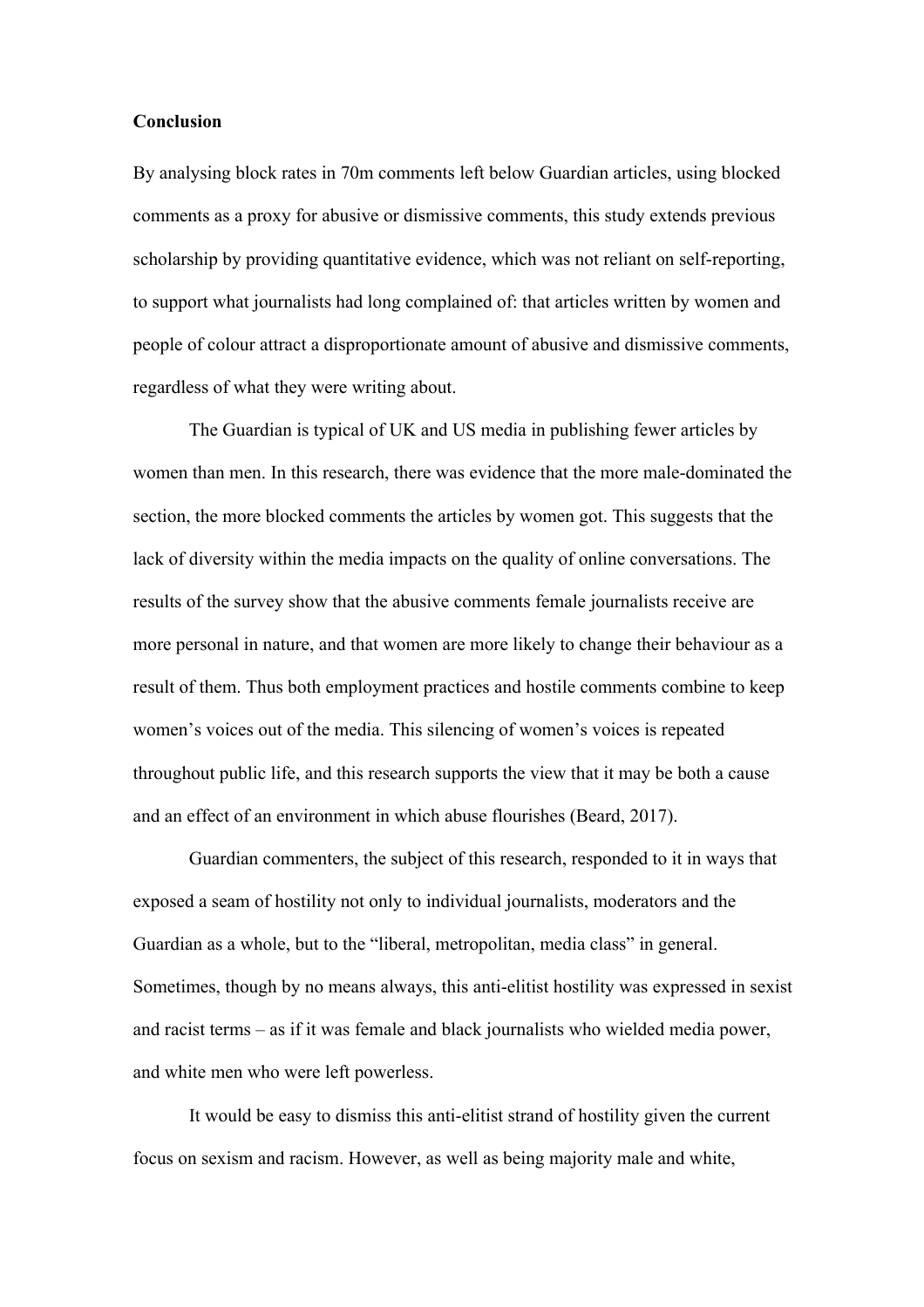**Conclusion**

By analysing block rates in 70m comments left below Guardian articles, using blocked comments as a proxy for abusive or dismissive comments, this study extends previous scholarship by providing quantitative evidence, which was not reliant on self-reporting, to support what journalists had long complained of: that articles written by women and people of colour attract a disproportionate amount of abusive and dismissive comments, regardless of what they were writing about.

The Guardian is typical of UK and US media in publishing fewer articles by women than men. In this research, there was evidence that the more male-dominated the section, the more blocked comments the articles by women got. This suggests that the lack of diversity within the media impacts on the quality of online conversations. The results of the survey show that the abusive comments female journalists receive are more personal in nature, and that women are more likely to change their behaviour as a result of them. Thus both employment practices and hostile comments combine to keep women's voices out of the media. This silencing of women's voices is repeated throughout public life, and this research supports the view that it may be both a cause and an effect of an environment in which abuse flourishes (Beard, 2017).

Guardian commenters, the subject of this research, responded to it in ways that exposed a seam of hostility not only to individual journalists, moderators and the Guardian as a whole, but to the "liberal, metropolitan, media class" in general. Sometimes, though by no means always, this anti-elitist hostility was expressed in sexist and racist terms – as if it was female and black journalists who wielded media power, and white men who were left powerless.

It would be easy to dismiss this anti-elitist strand of hostility given the current focus on sexism and racism. However, as well as being majority male and white,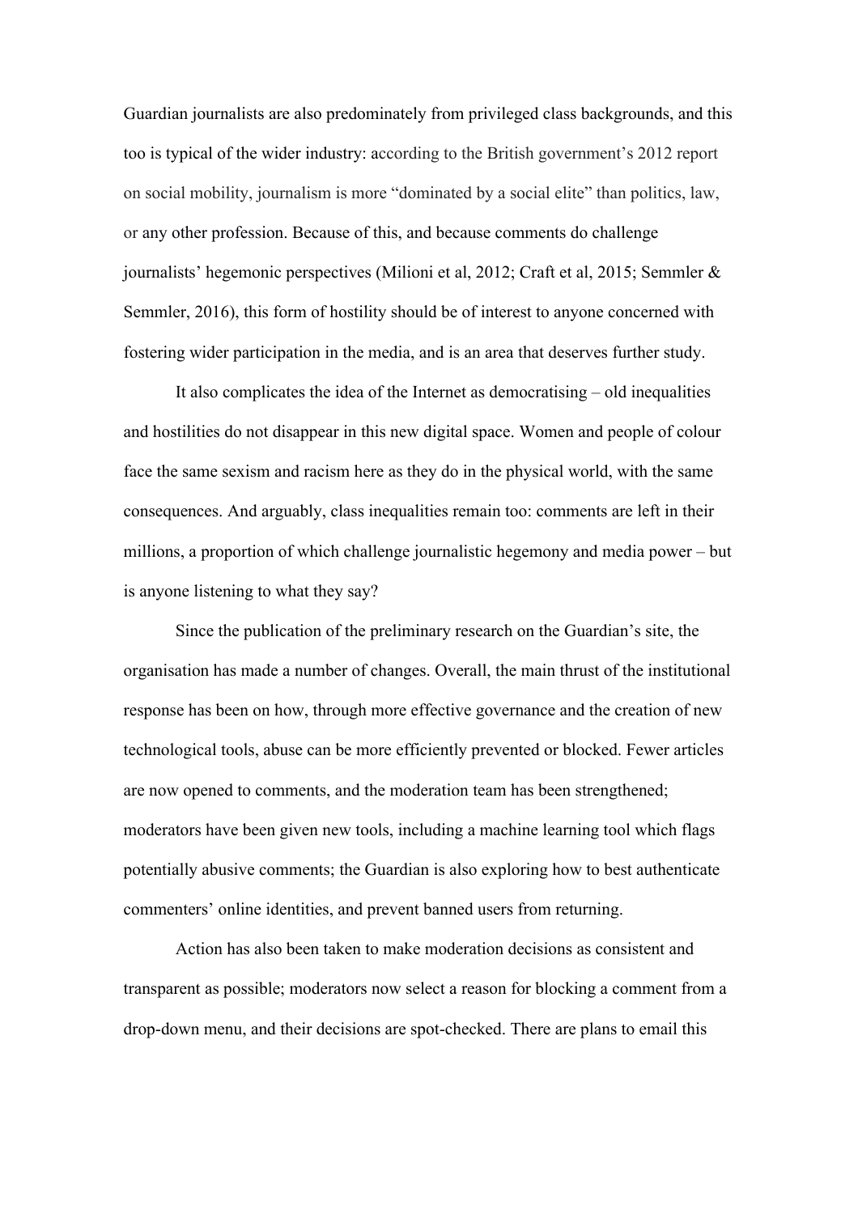Guardian journalists are also predominately from privileged class backgrounds, and this too is typical of the wider industry: according to the British government's 2012 report on social mobility, journalism is more "dominated by a social elite" than politics, law, or any other profession. Because of this, and because comments do challenge journalists' hegemonic perspectives (Milioni et al, 2012; Craft et al, 2015; Semmler & Semmler, 2016), this form of hostility should be of interest to anyone concerned with fostering wider participation in the media, and is an area that deserves further study.

It also complicates the idea of the Internet as democratising – old inequalities and hostilities do not disappear in this new digital space. Women and people of colour face the same sexism and racism here as they do in the physical world, with the same consequences. And arguably, class inequalities remain too: comments are left in their millions, a proportion of which challenge journalistic hegemony and media power – but is anyone listening to what they say?

Since the publication of the preliminary research on the Guardian's site, the organisation has made a number of changes. Overall, the main thrust of the institutional response has been on how, through more effective governance and the creation of new technological tools, abuse can be more efficiently prevented or blocked. Fewer articles are now opened to comments, and the moderation team has been strengthened; moderators have been given new tools, including a machine learning tool which flags potentially abusive comments; the Guardian is also exploring how to best authenticate commenters' online identities, and prevent banned users from returning.

Action has also been taken to make moderation decisions as consistent and transparent as possible; moderators now select a reason for blocking a comment from a drop-down menu, and their decisions are spot-checked. There are plans to email this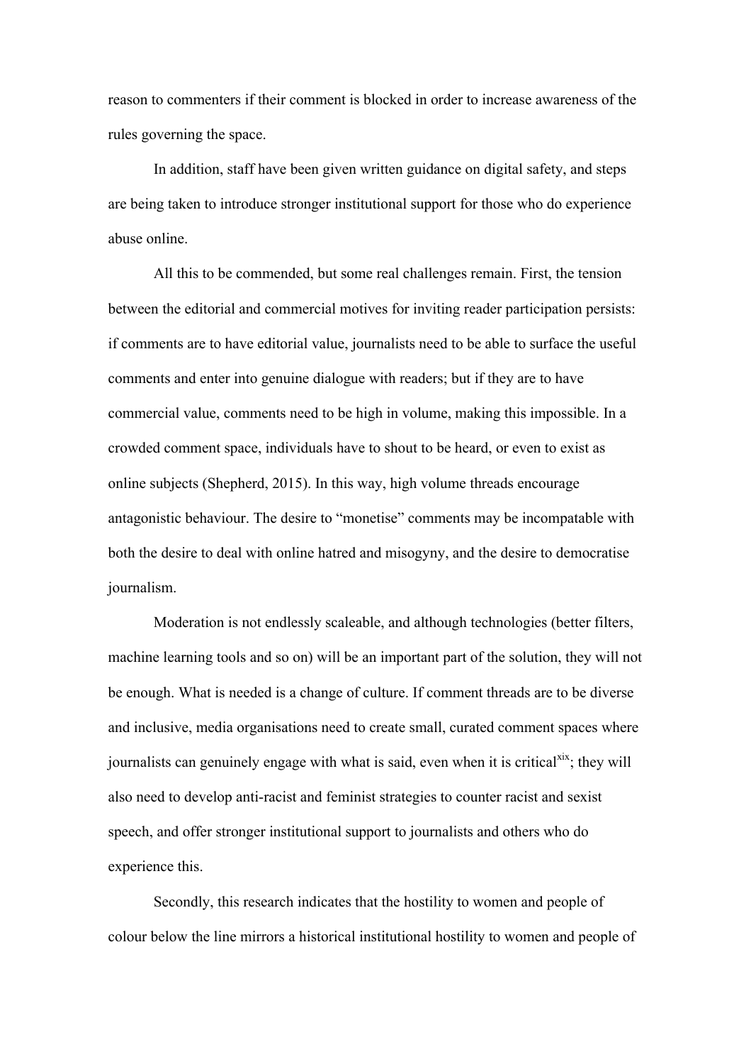reason to commenters if their comment is blocked in order to increase awareness of the rules governing the space.

In addition, staff have been given written guidance on digital safety, and steps are being taken to introduce stronger institutional support for those who do experience abuse online.

All this to be commended, but some real challenges remain. First, the tension between the editorial and commercial motives for inviting reader participation persists: if comments are to have editorial value, journalists need to be able to surface the useful comments and enter into genuine dialogue with readers; but if they are to have commercial value, comments need to be high in volume, making this impossible. In a crowded comment space, individuals have to shout to be heard, or even to exist as online subjects (Shepherd, 2015). In this way, high volume threads encourage antagonistic behaviour. The desire to "monetise" comments may be incompatable with both the desire to deal with online hatred and misogyny, and the desire to democratise journalism.

Moderation is not endlessly scaleable, and although technologies (better filters, machine learning tools and so on) will be an important part of the solution, they will not be enough. What is needed is a change of culture. If comment threads are to be diverse and inclusive, media organisations need to create small, curated comment spaces where journalists can genuinely engage with what is said, even when it is critical[xix]; they will also need to develop anti-racist and feminist strategies to counter racist and sexist speech, and offer stronger institutional support to journalists and others who do experience this.

Secondly, this research indicates that the hostility to women and people of colour below the line mirrors a historical institutional hostility to women and people of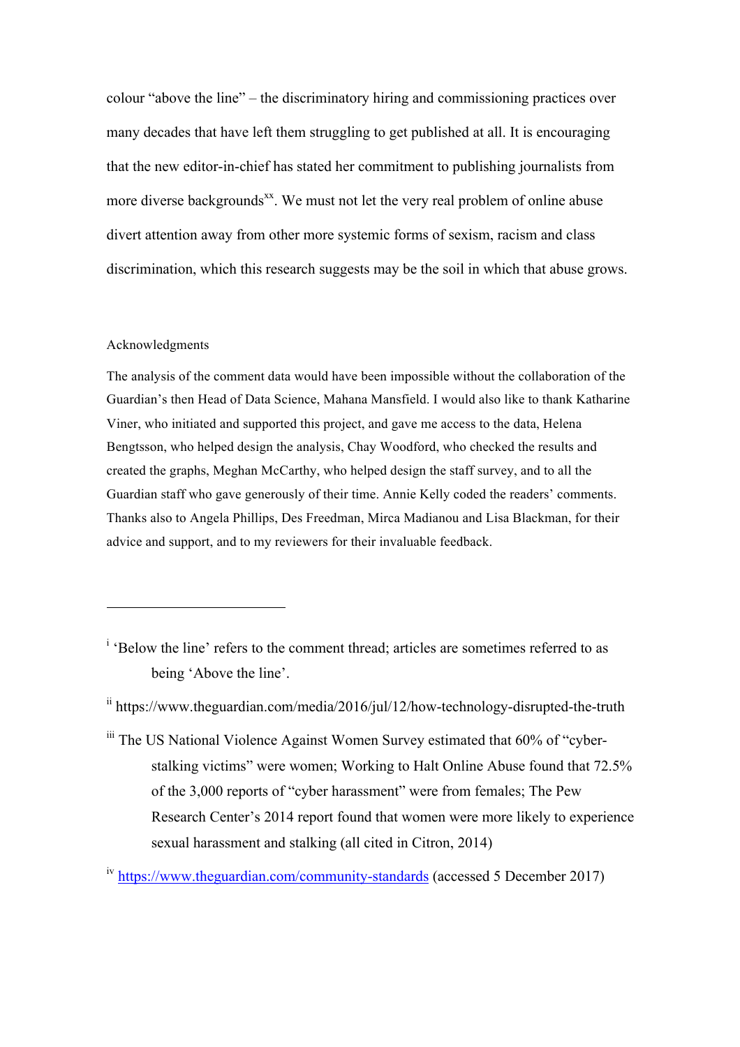colour "above the line" – the discriminatory hiring and commissioning practices over many decades that have left them struggling to get published at all. It is encouraging that the new editor-in-chief has stated her commitment to publishing journalists from more diverse backgrounds[xx]. We must not let the very real problem of online abuse divert attention away from other more systemic forms of sexism, racism and class discrimination, which this research suggests may be the soil in which that abuse grows.

## Acknowledgments

The analysis of the comment data would have been impossible without the collaboration of the Guardian's then Head of Data Science, Mahana Mansfield. I would also like to thank Katharine Viner, who initiated and supported this project, and gave me access to the data, Helena Bengtsson, who helped design the analysis, Chay Woodford, who checked the results and created the graphs, Meghan McCarthy, who helped design the staff survey, and to all the Guardian staff who gave generously of their time. Annie Kelly coded the readers' comments. Thanks also to Angela Phillips, Des Freedman, Mirca Madianou and Lisa Blackman, for their advice and support, and to my reviewers for their invaluable feedback.

---

[i] 'Below the line' refers to the comment thread; articles are sometimes referred to as being 'Above the line'.

[ii] https://www.theguardian.com/media/2016/jul/12/how-technology-disrupted-the-truth

[iii] The US National Violence Against Women Survey estimated that 60% of "cyber-stalking victims" were women; Working to Halt Online Abuse found that 72.5% of the 3,000 reports of "cyber harassment" were from females; The Pew Research Center's 2014 report found that women were more likely to experience sexual harassment and stalking (all cited in Citron, 2014)

[iv] https://www.theguardian.com/community-standards (accessed 5 December 2017)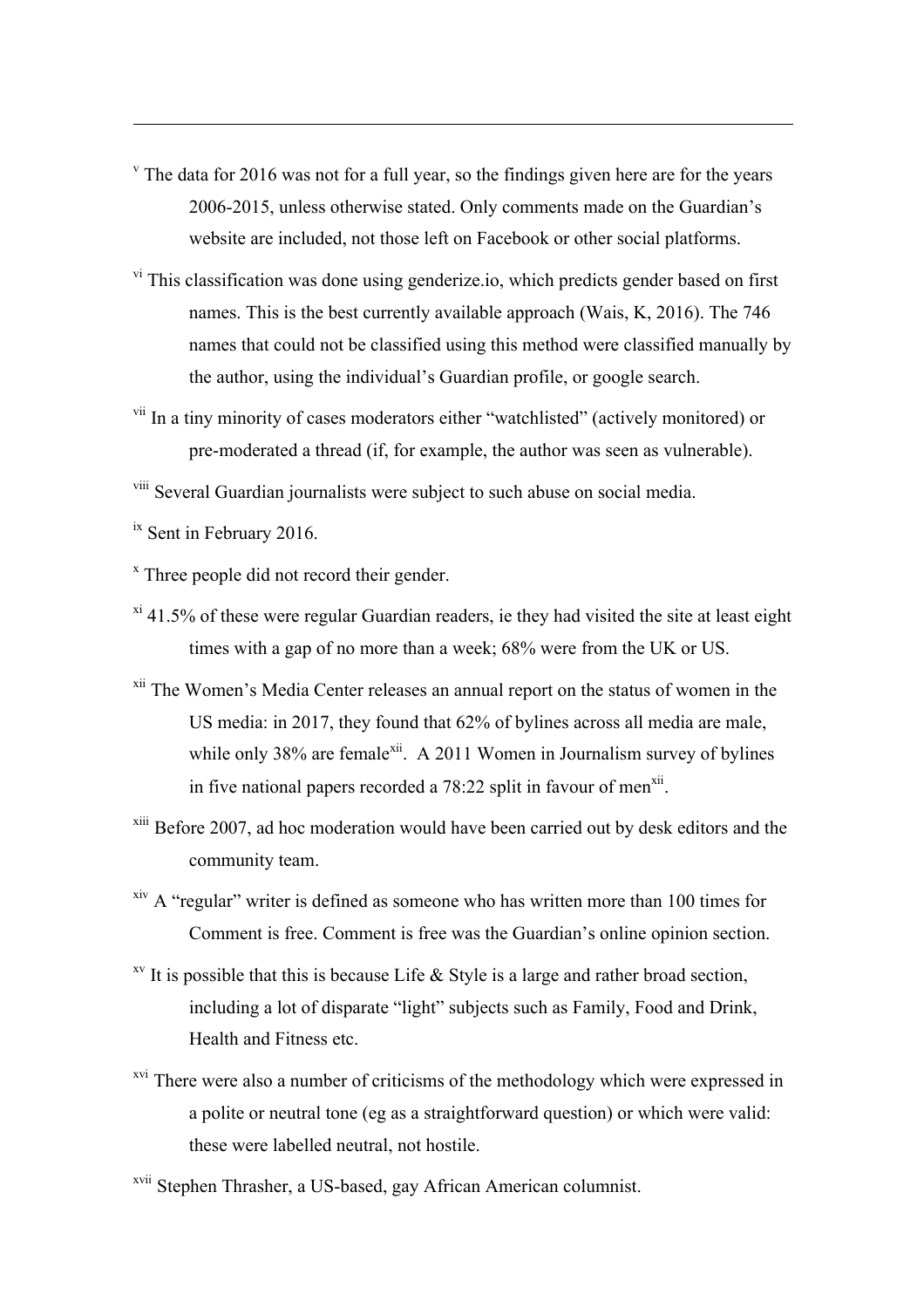[v] The data for 2016 was not for a full year, so the findings given here are for the years 2006-2015, unless otherwise stated. Only comments made on the Guardian's website are included, not those left on Facebook or other social platforms.

[vi] This classification was done using genderize.io, which predicts gender based on first names. This is the best currently available approach (Wais, K, 2016). The 746 names that could not be classified using this method were classified manually by the author, using the individual's Guardian profile, or google search.

[vii] In a tiny minority of cases moderators either "watchlisted" (actively monitored) or pre-moderated a thread (if, for example, the author was seen as vulnerable).

[viii] Several Guardian journalists were subject to such abuse on social media.

[ix] Sent in February 2016.

[x] Three people did not record their gender.

[xi] 41.5% of these were regular Guardian readers, ie they had visited the site at least eight times with a gap of no more than a week; 68% were from the UK or US.

[xii] The Women's Media Center releases an annual report on the status of women in the US media: in 2017, they found that 62% of bylines across all media are male, while only 38% are female[xii]. A 2011 Women in Journalism survey of bylines in five national papers recorded a 78:22 split in favour of men[xii].

[xiii] Before 2007, ad hoc moderation would have been carried out by desk editors and the community team.

[xiv] A "regular" writer is defined as someone who has written more than 100 times for Comment is free. Comment is free was the Guardian's online opinion section.

[xv] It is possible that this is because Life & Style is a large and rather broad section, including a lot of disparate "light" subjects such as Family, Food and Drink, Health and Fitness etc.

[xvi] There were also a number of criticisms of the methodology which were expressed in a polite or neutral tone (eg as a straightforward question) or which were valid: these were labelled neutral, not hostile.

[xvii] Stephen Thrasher, a US-based, gay African American columnist.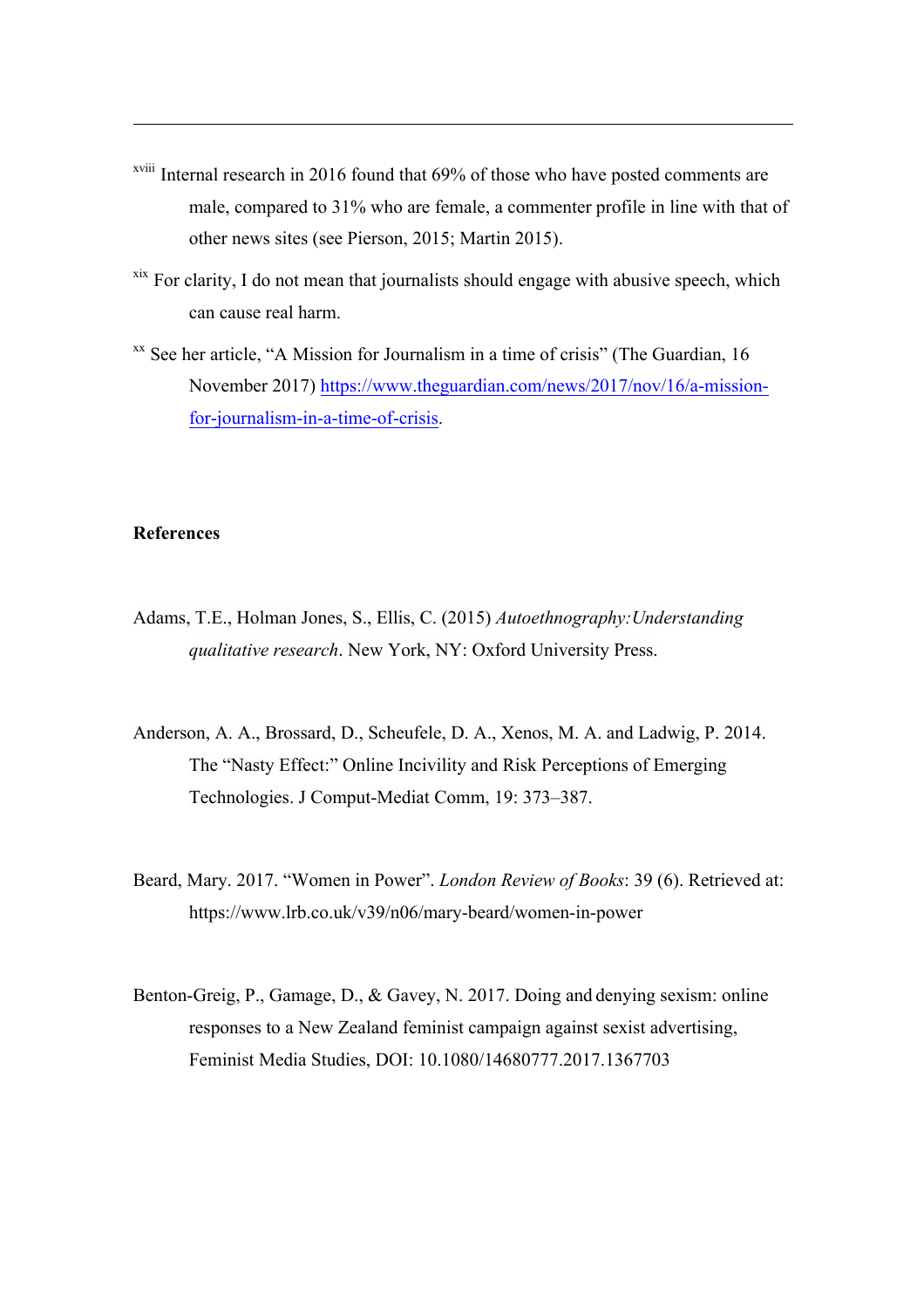[xviii] Internal research in 2016 found that 69% of those who have posted comments are male, compared to 31% who are female, a commenter profile in line with that of other news sites (see Pierson, 2015; Martin 2015).

[xix] For clarity, I do not mean that journalists should engage with abusive speech, which can cause real harm.

[xx] See her article, "A Mission for Journalism in a time of crisis" (The Guardian, 16 November 2017) https://www.theguardian.com/news/2017/nov/16/a-mission-for-journalism-in-a-time-of-crisis.

**References**

Adams, T.E., Holman Jones, S., Ellis, C. (2015) *Autoethnography:Understanding qualitative research*. New York, NY: Oxford University Press.

Anderson, A. A., Brossard, D., Scheufele, D. A., Xenos, M. A. and Ladwig, P. 2014. The "Nasty Effect:" Online Incivility and Risk Perceptions of Emerging Technologies. J Comput-Mediat Comm, 19: 373–387.

Beard, Mary. 2017. "Women in Power". *London Review of Books*: 39 (6). Retrieved at: https://www.lrb.co.uk/v39/n06/mary-beard/women-in-power

Benton-Greig, P., Gamage, D., & Gavey, N. 2017. Doing and denying sexism: online responses to a New Zealand feminist campaign against sexist advertising, Feminist Media Studies, DOI: 10.1080/14680777.2017.1367703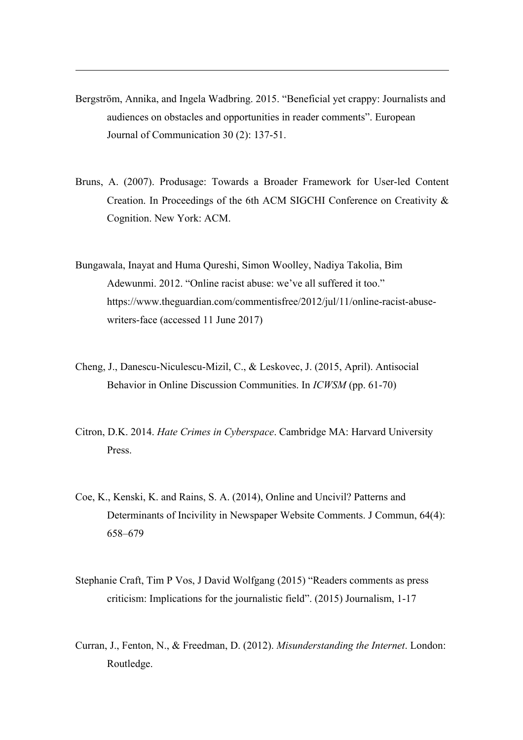Bergström, Annika, and Ingela Wadbring. 2015. "Beneficial yet crappy: Journalists and audiences on obstacles and opportunities in reader comments". European Journal of Communication 30 (2): 137-51.

Bruns, A. (2007). Produsage: Towards a Broader Framework for User-led Content Creation. In Proceedings of the 6th ACM SIGCHI Conference on Creativity & Cognition. New York: ACM.

Bungawala, Inayat and Huma Qureshi, Simon Woolley, Nadiya Takolia, Bim Adewunmi. 2012. "Online racist abuse: we've all suffered it too." https://www.theguardian.com/commentisfree/2012/jul/11/online-racist-abuse-writers-face (accessed 11 June 2017)

Cheng, J., Danescu-Niculescu-Mizil, C., & Leskovec, J. (2015, April). Antisocial Behavior in Online Discussion Communities. In *ICWSM* (pp. 61-70)

Citron, D.K. 2014. *Hate Crimes in Cyberspace*. Cambridge MA: Harvard University Press.

Coe, K., Kenski, K. and Rains, S. A. (2014), Online and Uncivil? Patterns and Determinants of Incivility in Newspaper Website Comments. J Commun, 64(4): 658–679

Stephanie Craft, Tim P Vos, J David Wolfgang (2015) "Readers comments as press criticism: Implications for the journalistic field". (2015) Journalism, 1-17

Curran, J., Fenton, N., & Freedman, D. (2012). *Misunderstanding the Internet*. London: Routledge.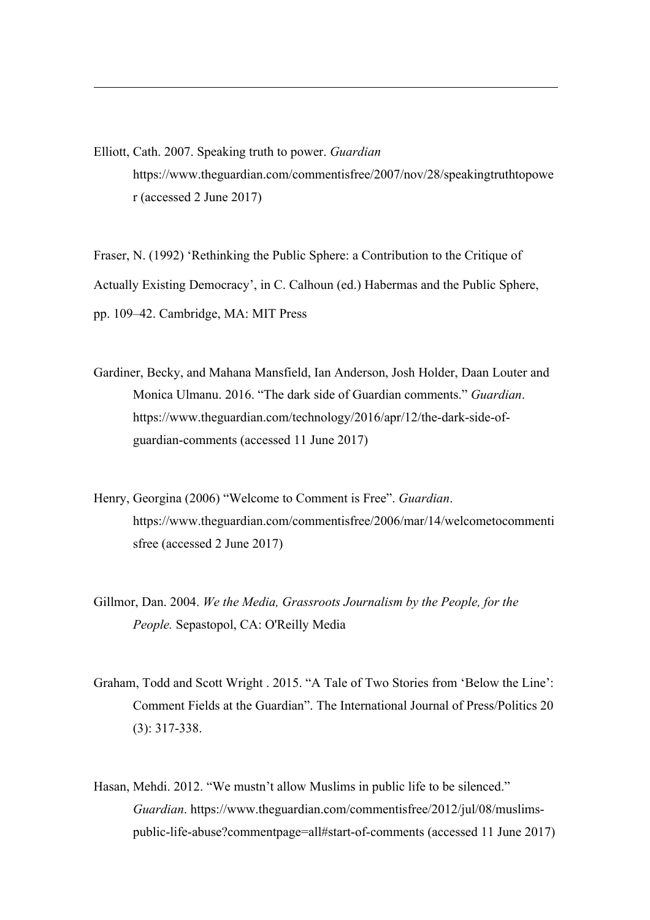Elliott, Cath. 2007. Speaking truth to power. *Guardian* https://www.theguardian.com/commentisfree/2007/nov/28/speakingtruthtopower (accessed 2 June 2017)

Fraser, N. (1992) 'Rethinking the Public Sphere: a Contribution to the Critique of Actually Existing Democracy', in C. Calhoun (ed.) Habermas and the Public Sphere, pp. 109–42. Cambridge, MA: MIT Press

Gardiner, Becky, and Mahana Mansfield, Ian Anderson, Josh Holder, Daan Louter and Monica Ulmanu. 2016. "The dark side of Guardian comments." *Guardian*. https://www.theguardian.com/technology/2016/apr/12/the-dark-side-of-guardian-comments (accessed 11 June 2017)

Henry, Georgina (2006) "Welcome to Comment is Free". *Guardian*. https://www.theguardian.com/commentisfree/2006/mar/14/welcometocommentisfree (accessed 2 June 2017)

Gillmor, Dan. 2004. *We the Media, Grassroots Journalism by the People, for the People.* Sepastopol, CA: O'Reilly Media

Graham, Todd and Scott Wright . 2015. "A Tale of Two Stories from 'Below the Line': Comment Fields at the Guardian". The International Journal of Press/Politics 20 (3): 317-338.

Hasan, Mehdi. 2012. "We mustn't allow Muslims in public life to be silenced." *Guardian*. https://www.theguardian.com/commentisfree/2012/jul/08/muslims-public-life-abuse?commentpage=all#start-of-comments (accessed 11 June 2017)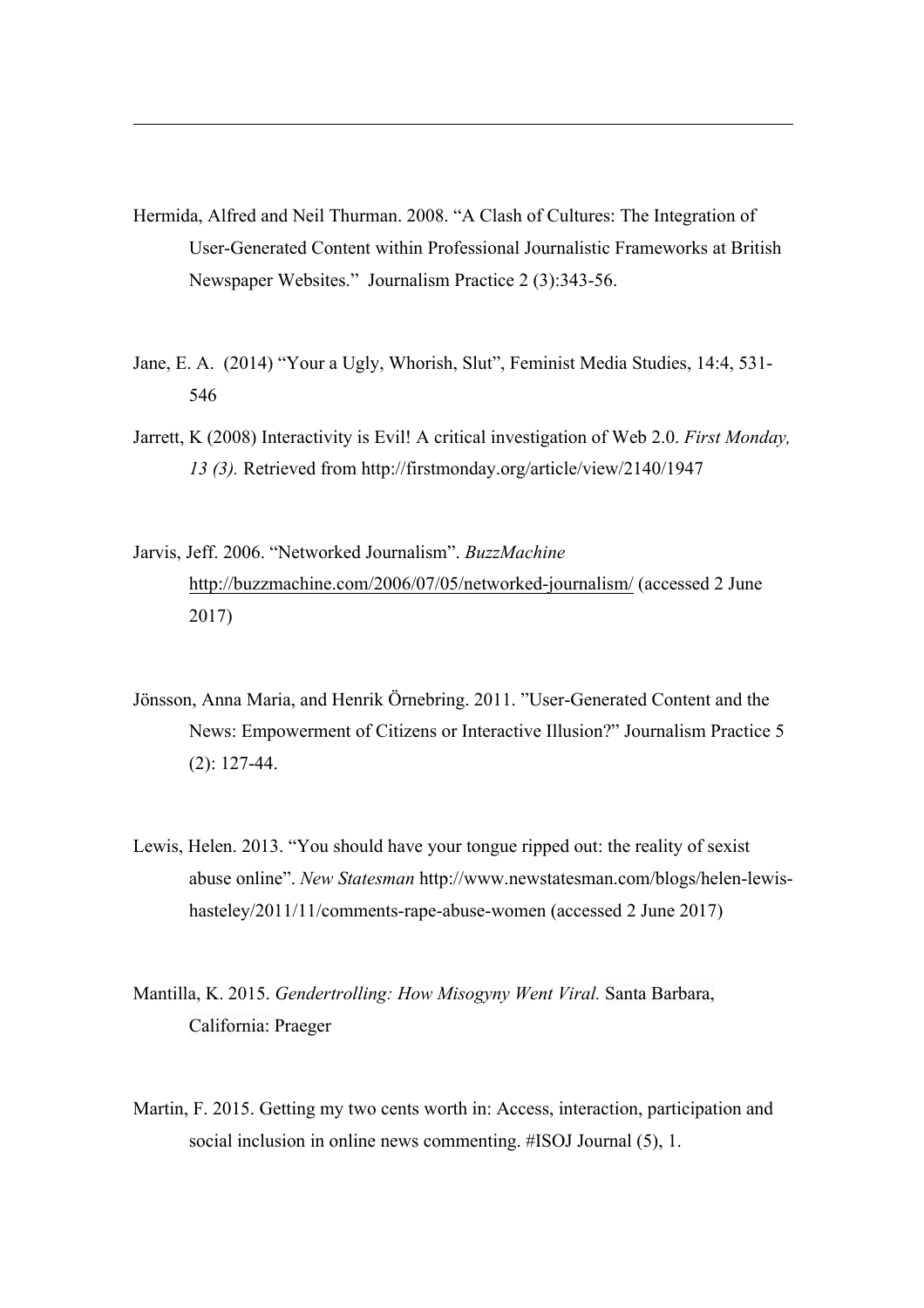Hermida, Alfred and Neil Thurman. 2008. "A Clash of Cultures: The Integration of User-Generated Content within Professional Journalistic Frameworks at British Newspaper Websites." Journalism Practice 2 (3):343-56.

Jane, E. A. (2014) "Your a Ugly, Whorish, Slut", Feminist Media Studies, 14:4, 531-546

Jarrett, K (2008) Interactivity is Evil! A critical investigation of Web 2.0. *First Monday, 13 (3).* Retrieved from http://firstmonday.org/article/view/2140/1947

Jarvis, Jeff. 2006. "Networked Journalism". *BuzzMachine* http://buzzmachine.com/2006/07/05/networked-journalism/ (accessed 2 June 2017)

Jönsson, Anna Maria, and Henrik Örnebring. 2011. "User-Generated Content and the News: Empowerment of Citizens or Interactive Illusion?" Journalism Practice 5 (2): 127-44.

Lewis, Helen. 2013. "You should have your tongue ripped out: the reality of sexist abuse online". *New Statesman* http://www.newstatesman.com/blogs/helen-lewis-hasteley/2011/11/comments-rape-abuse-women (accessed 2 June 2017)

Mantilla, K. 2015. *Gendertrolling: How Misogyny Went Viral.* Santa Barbara, California: Praeger

Martin, F. 2015. Getting my two cents worth in: Access, interaction, participation and social inclusion in online news commenting. #ISOJ Journal (5), 1.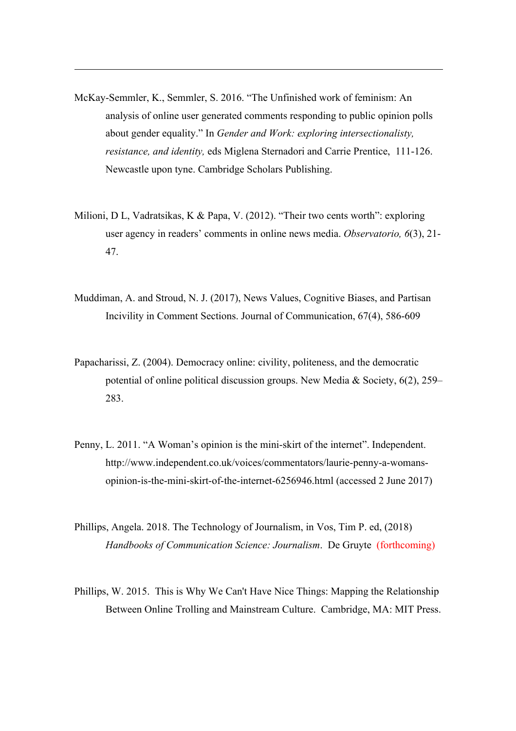McKay-Semmler, K., Semmler, S. 2016. "The Unfinished work of feminism: An analysis of online user generated comments responding to public opinion polls about gender equality." In *Gender and Work: exploring intersectionalisty, resistance, and identity,* eds Miglena Sternadori and Carrie Prentice, 111-126. Newcastle upon tyne. Cambridge Scholars Publishing.

Milioni, D L, Vadratsikas, K & Papa, V. (2012). "Their two cents worth": exploring user agency in readers' comments in online news media. *Observatorio, 6*(3), 21-47.

Muddiman, A. and Stroud, N. J. (2017), News Values, Cognitive Biases, and Partisan Incivility in Comment Sections. Journal of Communication, 67(4), 586-609

Papacharissi, Z. (2004). Democracy online: civility, politeness, and the democratic potential of online political discussion groups. New Media & Society, 6(2), 259–283.

Penny, L. 2011. "A Woman's opinion is the mini-skirt of the internet". Independent. http://www.independent.co.uk/voices/commentators/laurie-penny-a-womans-opinion-is-the-mini-skirt-of-the-internet-6256946.html (accessed 2 June 2017)

Phillips, Angela. 2018. The Technology of Journalism, in Vos, Tim P. ed, (2018) *Handbooks of Communication Science: Journalism*. De Gruyte (forthcoming)

Phillips, W. 2015. This is Why We Can't Have Nice Things: Mapping the Relationship Between Online Trolling and Mainstream Culture. Cambridge, MA: MIT Press.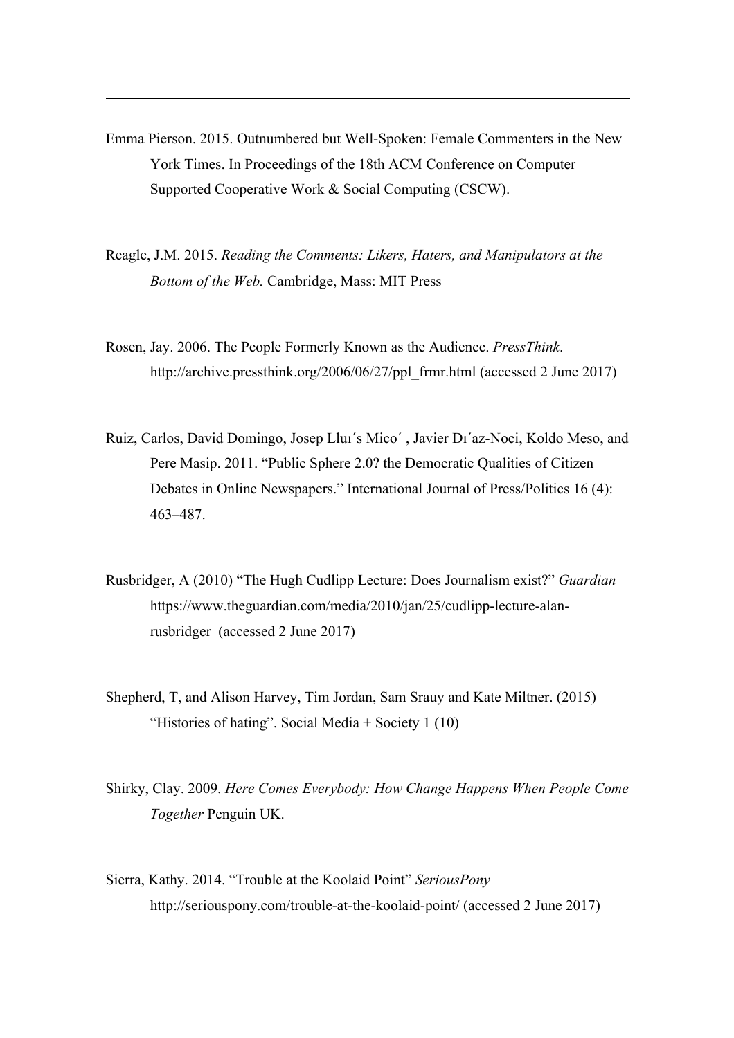Emma Pierson. 2015. Outnumbered but Well-Spoken: Female Commenters in the New York Times. In Proceedings of the 18th ACM Conference on Computer Supported Cooperative Work & Social Computing (CSCW).

Reagle, J.M. 2015. *Reading the Comments: Likers, Haters, and Manipulators at the Bottom of the Web.* Cambridge, Mass: MIT Press

Rosen, Jay. 2006. The People Formerly Known as the Audience. *PressThink*. http://archive.pressthink.org/2006/06/27/ppl_frmr.html (accessed 2 June 2017)

Ruiz, Carlos, David Domingo, Josep Lluı´s Mico´ , Javier Dı´az-Noci, Koldo Meso, and Pere Masip. 2011. "Public Sphere 2.0? the Democratic Qualities of Citizen Debates in Online Newspapers." International Journal of Press/Politics 16 (4): 463–487.

Rusbridger, A (2010) "The Hugh Cudlipp Lecture: Does Journalism exist?" *Guardian* https://www.theguardian.com/media/2010/jan/25/cudlipp-lecture-alan-rusbridger (accessed 2 June 2017)

Shepherd, T, and Alison Harvey, Tim Jordan, Sam Srauy and Kate Miltner. (2015) "Histories of hating". Social Media + Society 1 (10)

Shirky, Clay. 2009. *Here Comes Everybody: How Change Happens When People Come Together* Penguin UK.

Sierra, Kathy. 2014. "Trouble at the Koolaid Point" *SeriousPony* http://seriouspony.com/trouble-at-the-koolaid-point/ (accessed 2 June 2017)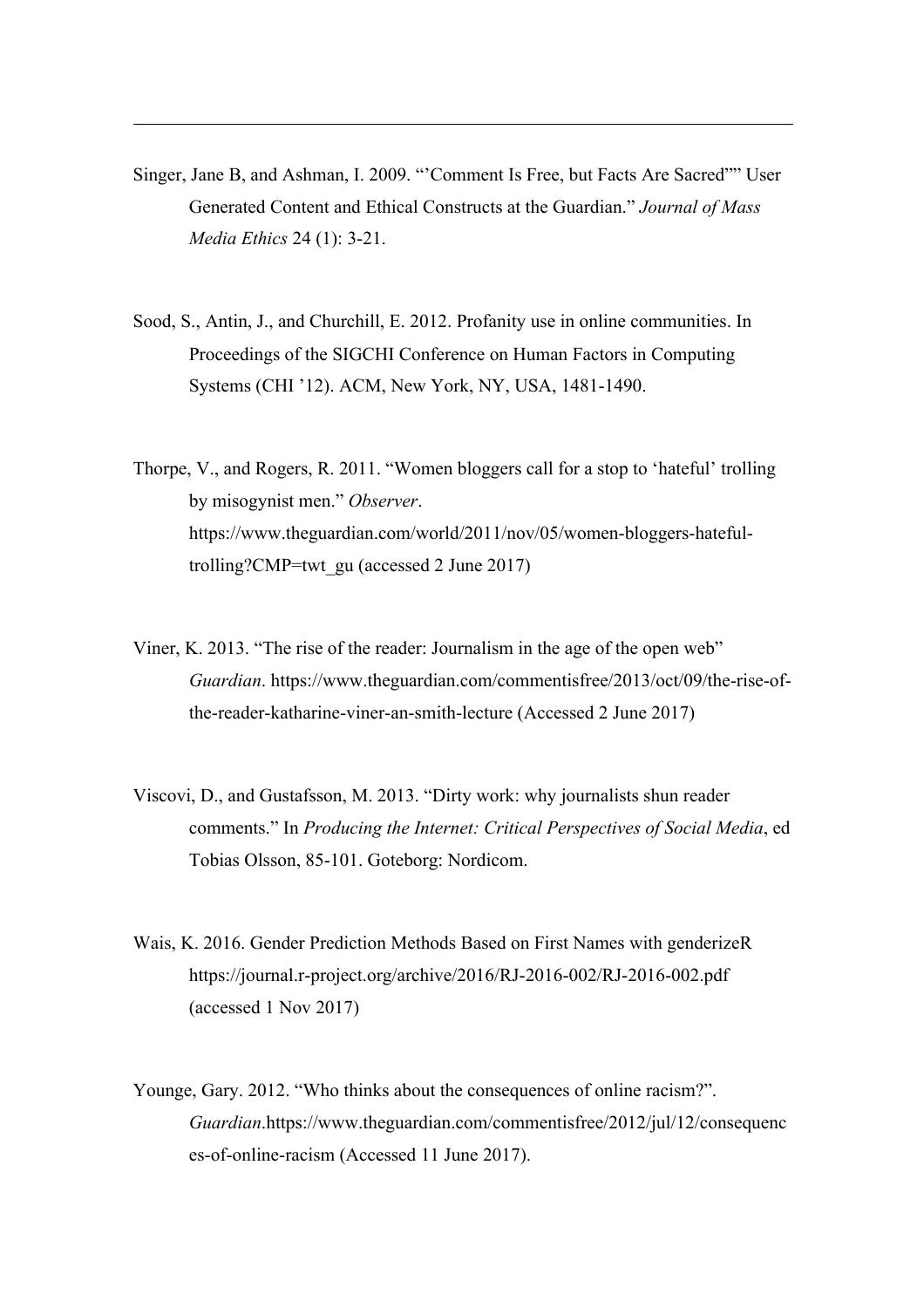Singer, Jane B, and Ashman, I. 2009. "'Comment Is Free, but Facts Are Sacred'" User Generated Content and Ethical Constructs at the Guardian." *Journal of Mass Media Ethics* 24 (1): 3-21.

Sood, S., Antin, J., and Churchill, E. 2012. Profanity use in online communities. In Proceedings of the SIGCHI Conference on Human Factors in Computing Systems (CHI '12). ACM, New York, NY, USA, 1481-1490.

Thorpe, V., and Rogers, R. 2011. "Women bloggers call for a stop to 'hateful' trolling by misogynist men." *Observer*. https://www.theguardian.com/world/2011/nov/05/women-bloggers-hateful-trolling?CMP=twt_gu (accessed 2 June 2017)

Viner, K. 2013. "The rise of the reader: Journalism in the age of the open web" *Guardian*. https://www.theguardian.com/commentisfree/2013/oct/09/the-rise-of-the-reader-katharine-viner-an-smith-lecture (Accessed 2 June 2017)

Viscovi, D., and Gustafsson, M. 2013. "Dirty work: why journalists shun reader comments." In *Producing the Internet: Critical Perspectives of Social Media*, ed Tobias Olsson, 85-101. Goteborg: Nordicom.

Wais, K. 2016. Gender Prediction Methods Based on First Names with genderizeR https://journal.r-project.org/archive/2016/RJ-2016-002/RJ-2016-002.pdf (accessed 1 Nov 2017)

Younge, Gary. 2012. "Who thinks about the consequences of online racism?". *Guardian*.https://www.theguardian.com/commentisfree/2012/jul/12/consequences-of-online-racism (Accessed 11 June 2017).